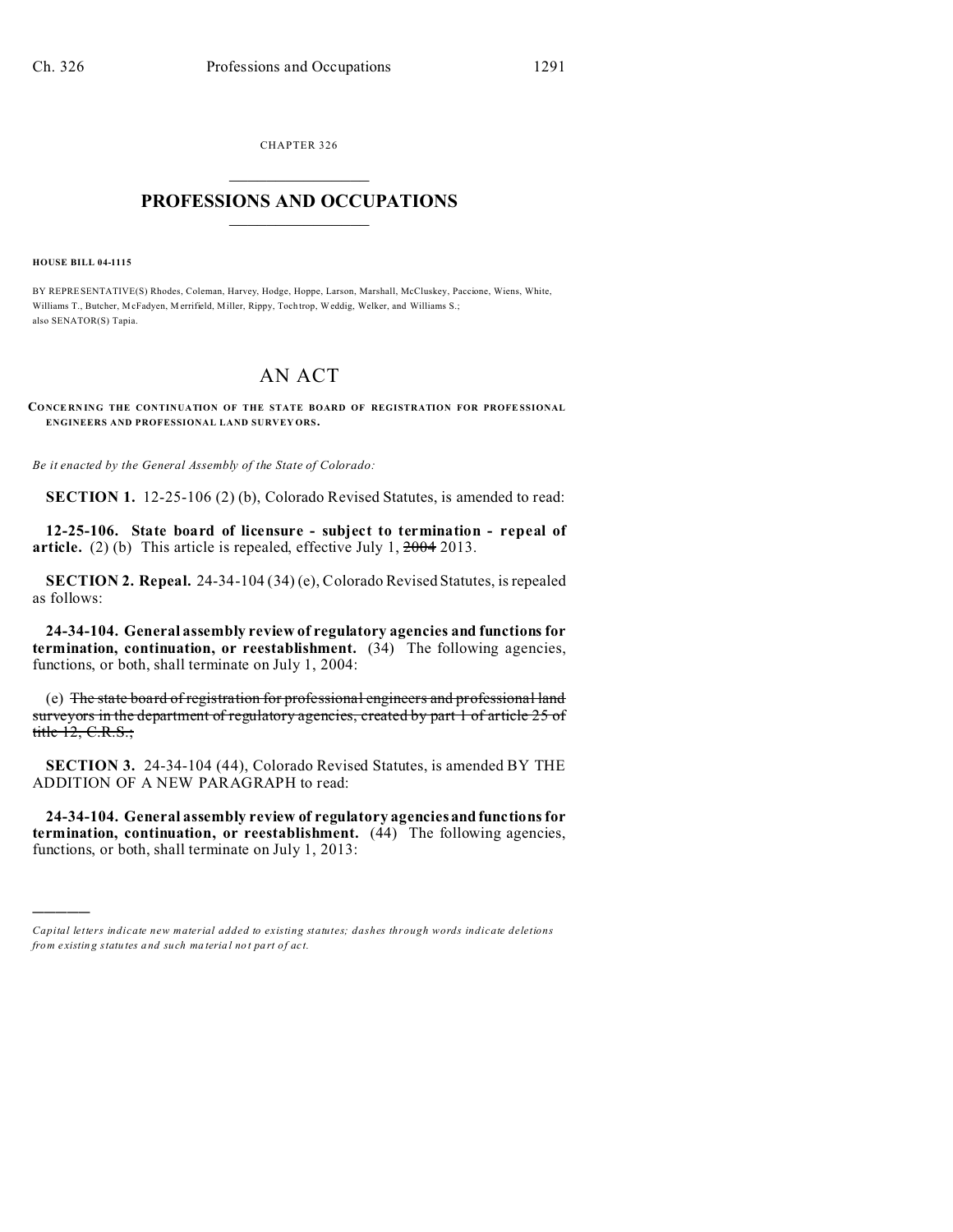CHAPTER 326

# PROFESSIONS AND OCCUPATIONS

**HOUSE BILL 04-1115**

BY REPRESENTATIVE(S) Rhodes, Coleman, Harvey, Hodge, Hoppe, Larson, Marshall, McCluskey, Paccione, Wiens, White, Williams T., Butcher, McFadyen, Merrifield, Miller, Rippy, Tochtrop, Weddig, Welker, and Williams S.; also SENATOR(S) Tapia.

## AN ACT

**CONCERNING THE CONTINUATION OF THE STATE BOARD OF REGISTRATION FOR PROFESSIONAL ENGINEERS AND PROFESSIONAL LAND SURVEYORS.**

*Be it enacted by the General Assembly of the State of Colorado:*

**SECTION 1.** 12-25-106 (2) (b), Colorado Revised Statutes, is amended to read:

**12-25-106. State board of licensure - subject to termination - repeal of article.** (2) (b) This article is repealed, effective July 1, ~~2004~~ 2013.

**SECTION 2. Repeal.** 24-34-104 (34) (e), Colorado Revised Statutes, is repealed as follows:

**24-34-104. General assembly review of regulatory agencies and functions for termination, continuation, or reestablishment.** (34) The following agencies, functions, or both, shall terminate on July 1, 2004:

(e) ~~The state board of registration for professional engineers and professional land surveyors in the department of regulatory agencies, created by part 1 of article 25 of title 12, C.R.S.;~~

**SECTION 3.** 24-34-104 (44), Colorado Revised Statutes, is amended BY THE ADDITION OF A NEW PARAGRAPH to read:

**24-34-104. General assembly review of regulatory agencies and functions for termination, continuation, or reestablishment.** (44) The following agencies, functions, or both, shall terminate on July 1, 2013:

---

*Capital letters indicate new material added to existing statutes; dashes through words indicate deletions from existing statutes and such material not part of act.*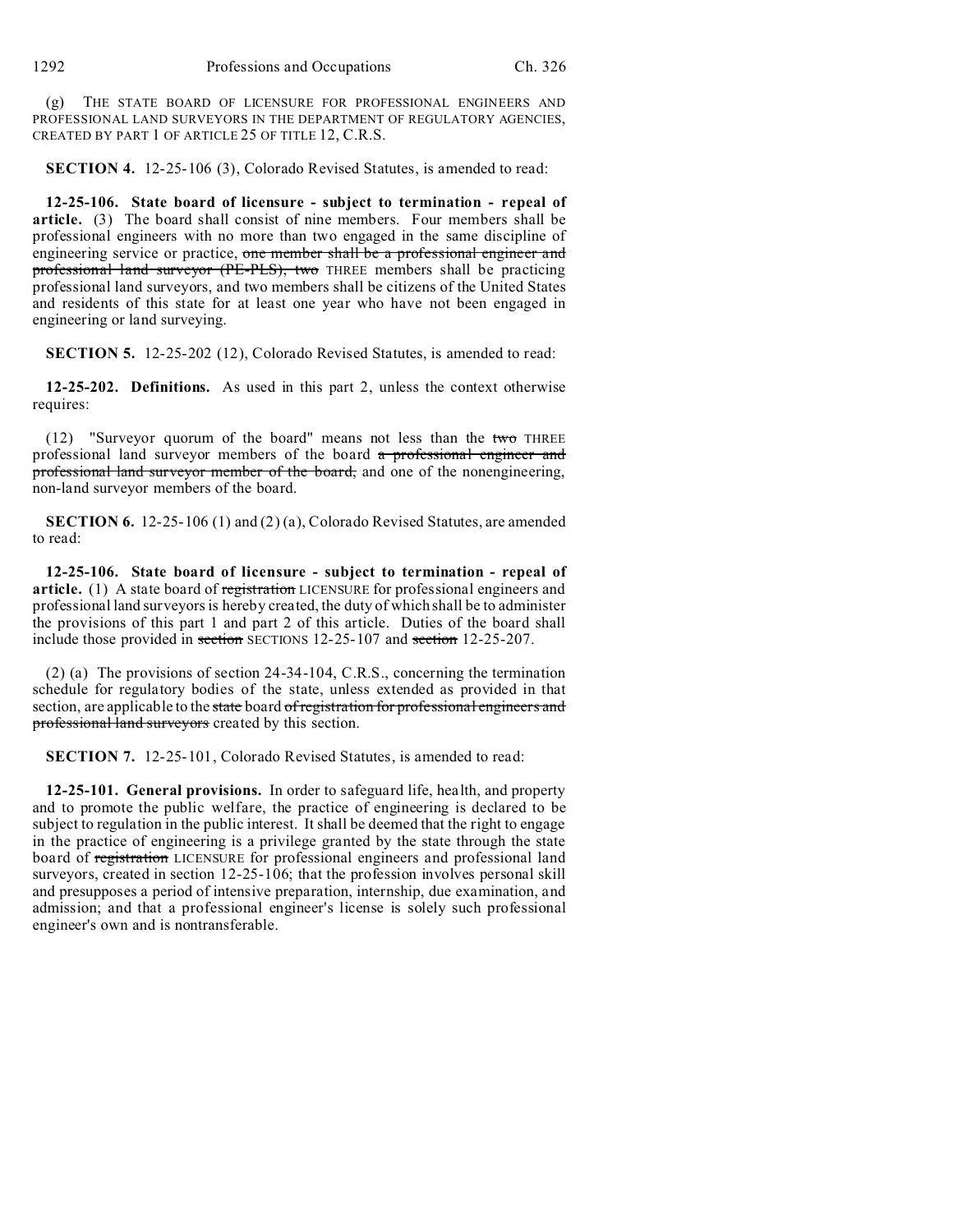(g) THE STATE BOARD OF LICENSURE FOR PROFESSIONAL ENGINEERS AND PROFESSIONAL LAND SURVEYORS IN THE DEPARTMENT OF REGULATORY AGENCIES, CREATED BY PART 1 OF ARTICLE 25 OF TITLE 12, C.R.S.

**SECTION 4.** 12-25-106 (3), Colorado Revised Statutes, is amended to read:

**12-25-106. State board of licensure - subject to termination - repeal of article.** (3) The board shall consist of nine members. Four members shall be professional engineers with no more than two engaged in the same discipline of engineering service or practice, ~~one member shall be a professional engineer and professional land surveyor (PE-PLS), two~~ THREE members shall be practicing professional land surveyors, and two members shall be citizens of the United States and residents of this state for at least one year who have not been engaged in engineering or land surveying.

**SECTION 5.** 12-25-202 (12), Colorado Revised Statutes, is amended to read:

**12-25-202. Definitions.** As used in this part 2, unless the context otherwise requires:

(12) "Surveyor quorum of the board" means not less than the ~~two~~ THREE professional land surveyor members of the board ~~a professional engineer and professional land surveyor member of the board,~~ and one of the nonengineering, non-land surveyor members of the board.

**SECTION 6.** 12-25-106 (1) and (2) (a), Colorado Revised Statutes, are amended to read:

**12-25-106. State board of licensure - subject to termination - repeal of article.** (1) A state board of ~~registration~~ LICENSURE for professional engineers and professional land surveyors is hereby created, the duty of which shall be to administer the provisions of this part 1 and part 2 of this article. Duties of the board shall include those provided in ~~section~~ SECTIONS 12-25-107 and ~~section~~ 12-25-207.

(2) (a) The provisions of section 24-34-104, C.R.S., concerning the termination schedule for regulatory bodies of the state, unless extended as provided in that section, are applicable to the ~~state~~ board ~~of registration for professional engineers and professional land surveyors~~ created by this section.

**SECTION 7.** 12-25-101, Colorado Revised Statutes, is amended to read:

**12-25-101. General provisions.** In order to safeguard life, health, and property and to promote the public welfare, the practice of engineering is declared to be subject to regulation in the public interest. It shall be deemed that the right to engage in the practice of engineering is a privilege granted by the state through the state board of ~~registration~~ LICENSURE for professional engineers and professional land surveyors, created in section 12-25-106; that the profession involves personal skill and presupposes a period of intensive preparation, internship, due examination, and admission; and that a professional engineer's license is solely such professional engineer's own and is nontransferable.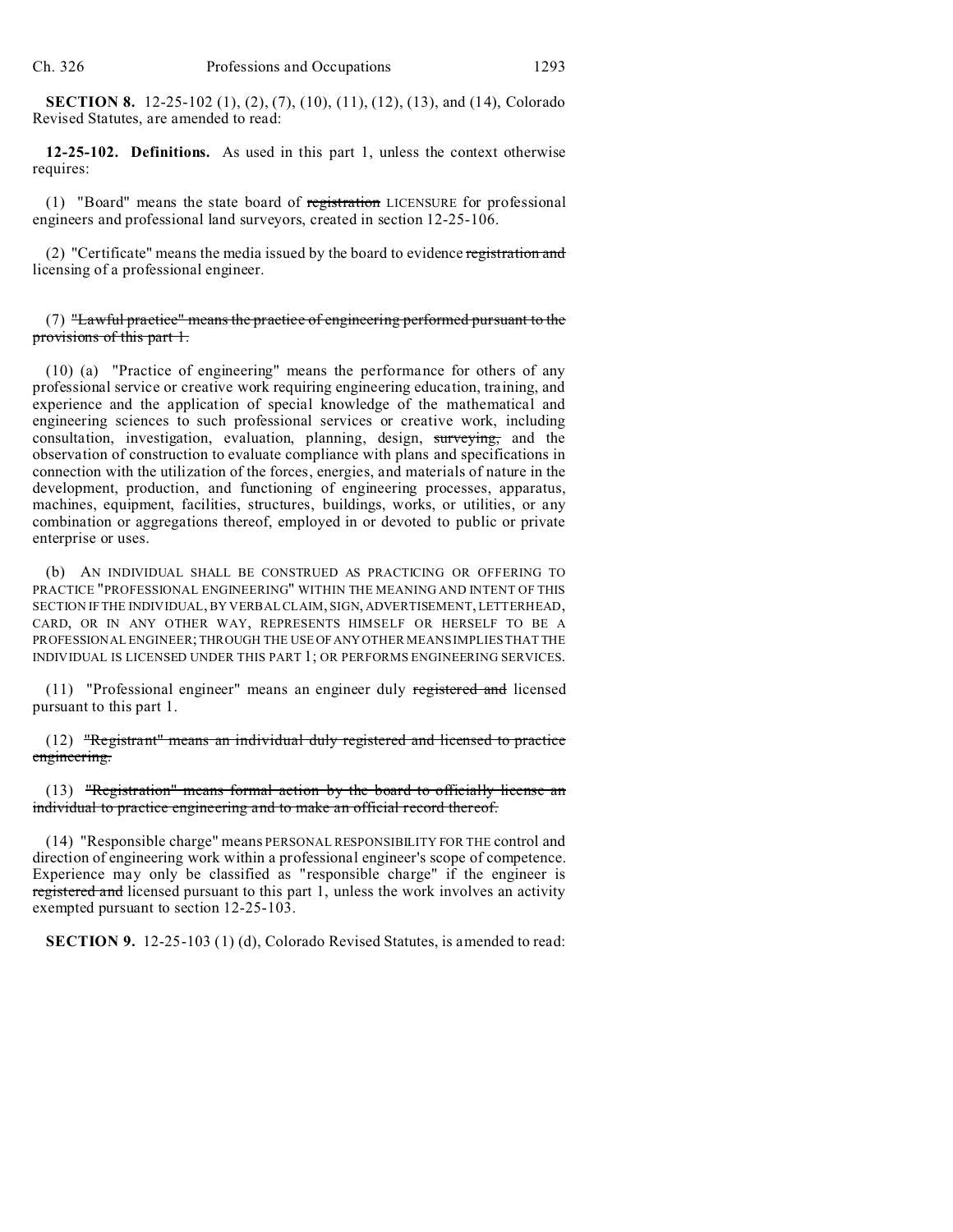**SECTION 8.** 12-25-102 (1), (2), (7), (10), (11), (12), (13), and (14), Colorado Revised Statutes, are amended to read:

**12-25-102. Definitions.** As used in this part 1, unless the context otherwise requires:

(1) "Board" means the state board of ~~registration~~ LICENSURE for professional engineers and professional land surveyors, created in section 12-25-106.

(2) "Certificate" means the media issued by the board to evidence ~~registration and~~ licensing of a professional engineer.

(7) ~~"Lawful practice" means the practice of engineering performed pursuant to the provisions of this part 1.~~

(10) (a) "Practice of engineering" means the performance for others of any professional service or creative work requiring engineering education, training, and experience and the application of special knowledge of the mathematical and engineering sciences to such professional services or creative work, including consultation, investigation, evaluation, planning, design, ~~surveying,~~ and the observation of construction to evaluate compliance with plans and specifications in connection with the utilization of the forces, energies, and materials of nature in the development, production, and functioning of engineering processes, apparatus, machines, equipment, facilities, structures, buildings, works, or utilities, or any combination or aggregations thereof, employed in or devoted to public or private enterprise or uses.

(b) AN INDIVIDUAL SHALL BE CONSTRUED AS PRACTICING OR OFFERING TO PRACTICE "PROFESSIONAL ENGINEERING" WITHIN THE MEANING AND INTENT OF THIS SECTION IF THE INDIVIDUAL, BY VERBAL CLAIM, SIGN, ADVERTISEMENT, LETTERHEAD, CARD, OR IN ANY OTHER WAY, REPRESENTS HIMSELF OR HERSELF TO BE A PROFESSIONAL ENGINEER; THROUGH THE USE OF ANY OTHER MEANS IMPLIES THAT THE INDIVIDUAL IS LICENSED UNDER THIS PART 1; OR PERFORMS ENGINEERING SERVICES.

(11) "Professional engineer" means an engineer duly ~~registered and~~ licensed pursuant to this part 1.

(12) ~~"Registrant" means an individual duly registered and licensed to practice engineering.~~

(13) ~~"Registration" means formal action by the board to officially license an individual to practice engineering and to make an official record thereof.~~

(14) "Responsible charge" means PERSONAL RESPONSIBILITY FOR THE control and direction of engineering work within a professional engineer's scope of competence. Experience may only be classified as "responsible charge" if the engineer is ~~registered and~~ licensed pursuant to this part 1, unless the work involves an activity exempted pursuant to section 12-25-103.

**SECTION 9.** 12-25-103 (1) (d), Colorado Revised Statutes, is amended to read: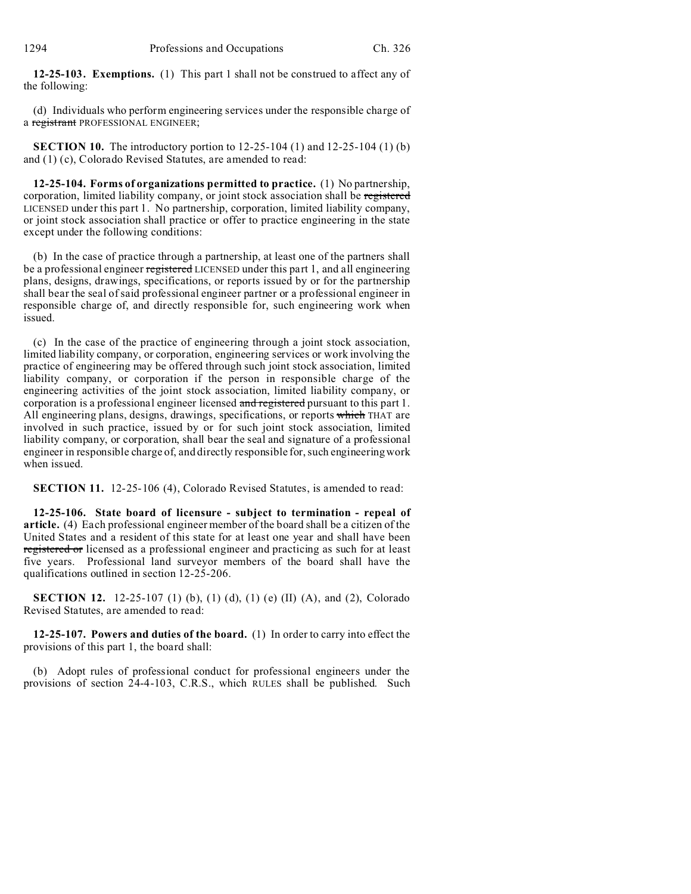**12-25-103. Exemptions.** (1) This part 1 shall not be construed to affect any of the following:

(d) Individuals who perform engineering services under the responsible charge of a ~~registrant~~ PROFESSIONAL ENGINEER;

**SECTION 10.** The introductory portion to 12-25-104 (1) and 12-25-104 (1) (b) and (1) (c), Colorado Revised Statutes, are amended to read:

**12-25-104. Forms of organizations permitted to practice.** (1) No partnership, corporation, limited liability company, or joint stock association shall be ~~registered~~ LICENSED under this part 1. No partnership, corporation, limited liability company, or joint stock association shall practice or offer to practice engineering in the state except under the following conditions:

(b) In the case of practice through a partnership, at least one of the partners shall be a professional engineer ~~registered~~ LICENSED under this part 1, and all engineering plans, designs, drawings, specifications, or reports issued by or for the partnership shall bear the seal of said professional engineer partner or a professional engineer in responsible charge of, and directly responsible for, such engineering work when issued.

(c) In the case of the practice of engineering through a joint stock association, limited liability company, or corporation, engineering services or work involving the practice of engineering may be offered through such joint stock association, limited liability company, or corporation if the person in responsible charge of the engineering activities of the joint stock association, limited liability company, or corporation is a professional engineer licensed ~~and registered~~ pursuant to this part 1. All engineering plans, designs, drawings, specifications, or reports ~~which~~ THAT are involved in such practice, issued by or for such joint stock association, limited liability company, or corporation, shall bear the seal and signature of a professional engineer in responsible charge of, and directly responsible for, such engineering work when issued.

**SECTION 11.** 12-25-106 (4), Colorado Revised Statutes, is amended to read:

**12-25-106. State board of licensure - subject to termination - repeal of article.** (4) Each professional engineer member of the board shall be a citizen of the United States and a resident of this state for at least one year and shall have been ~~registered or~~ licensed as a professional engineer and practicing as such for at least five years. Professional land surveyor members of the board shall have the qualifications outlined in section 12-25-206.

**SECTION 12.** 12-25-107 (1) (b), (1) (d), (1) (e) (II) (A), and (2), Colorado Revised Statutes, are amended to read:

**12-25-107. Powers and duties of the board.** (1) In order to carry into effect the provisions of this part 1, the board shall:

(b) Adopt rules of professional conduct for professional engineers under the provisions of section 24-4-103, C.R.S., which RULES shall be published. Such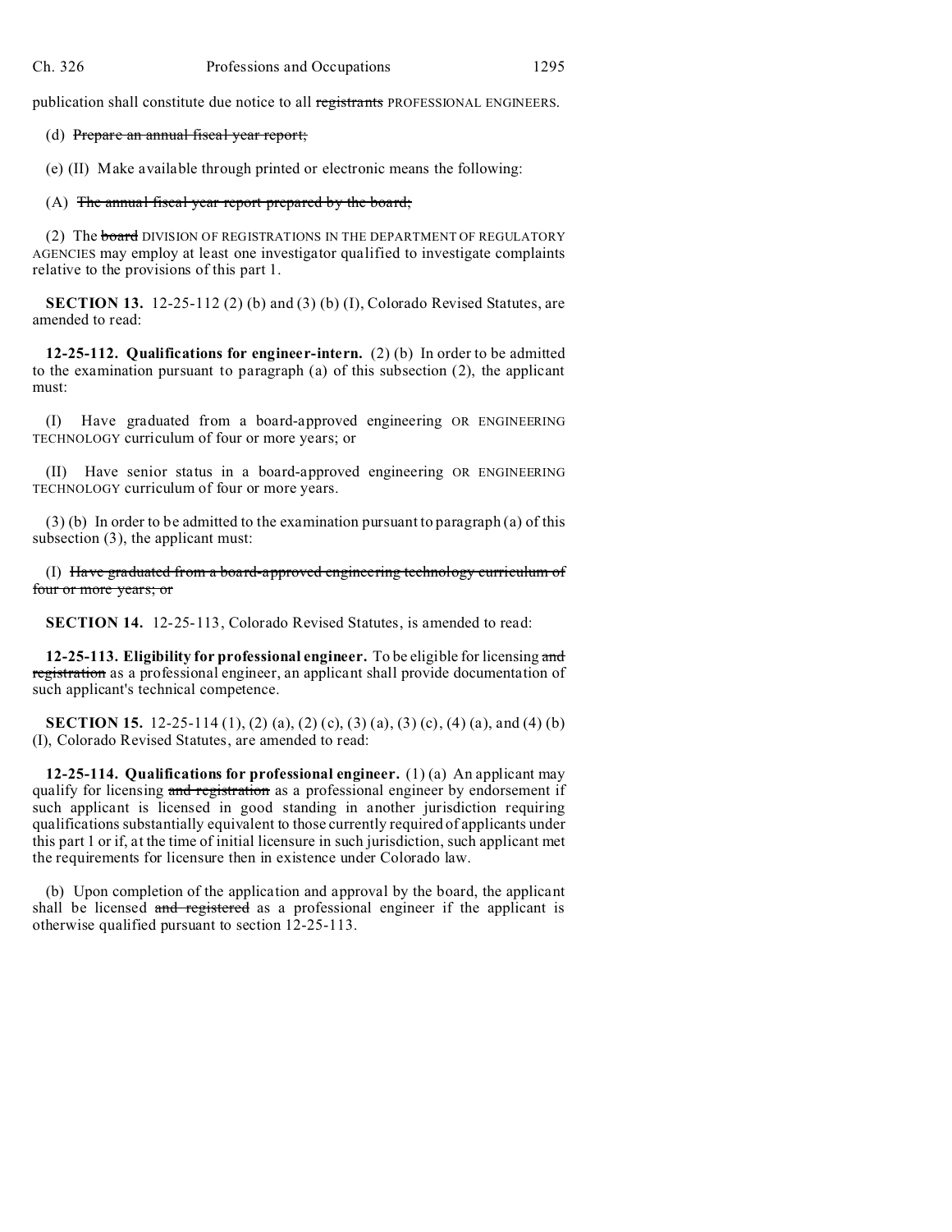publication shall constitute due notice to all ~~registrants~~ PROFESSIONAL ENGINEERS.

(d) ~~Prepare an annual fiscal year report;~~

(e) (II) Make available through printed or electronic means the following:

(A) ~~The annual fiscal year report prepared by the board;~~

(2) The ~~board~~ DIVISION OF REGISTRATIONS IN THE DEPARTMENT OF REGULATORY AGENCIES may employ at least one investigator qualified to investigate complaints relative to the provisions of this part 1.

**SECTION 13.** 12-25-112 (2) (b) and (3) (b) (I), Colorado Revised Statutes, are amended to read:

**12-25-112. Qualifications for engineer-intern.** (2) (b) In order to be admitted to the examination pursuant to paragraph (a) of this subsection (2), the applicant must:

(I) Have graduated from a board-approved engineering OR ENGINEERING TECHNOLOGY curriculum of four or more years; or

(II) Have senior status in a board-approved engineering OR ENGINEERING TECHNOLOGY curriculum of four or more years.

(3) (b) In order to be admitted to the examination pursuant to paragraph (a) of this subsection (3), the applicant must:

(I) ~~Have graduated from a board-approved engineering technology curriculum of four or more years; or~~

**SECTION 14.** 12-25-113, Colorado Revised Statutes, is amended to read:

**12-25-113. Eligibility for professional engineer.** To be eligible for licensing ~~and registration~~ as a professional engineer, an applicant shall provide documentation of such applicant's technical competence.

**SECTION 15.** 12-25-114 (1), (2) (a), (2) (c), (3) (a), (3) (c), (4) (a), and (4) (b) (I), Colorado Revised Statutes, are amended to read:

**12-25-114. Qualifications for professional engineer.** (1) (a) An applicant may qualify for licensing ~~and registration~~ as a professional engineer by endorsement if such applicant is licensed in good standing in another jurisdiction requiring qualifications substantially equivalent to those currently required of applicants under this part 1 or if, at the time of initial licensure in such jurisdiction, such applicant met the requirements for licensure then in existence under Colorado law.

(b) Upon completion of the application and approval by the board, the applicant shall be licensed ~~and registered~~ as a professional engineer if the applicant is otherwise qualified pursuant to section 12-25-113.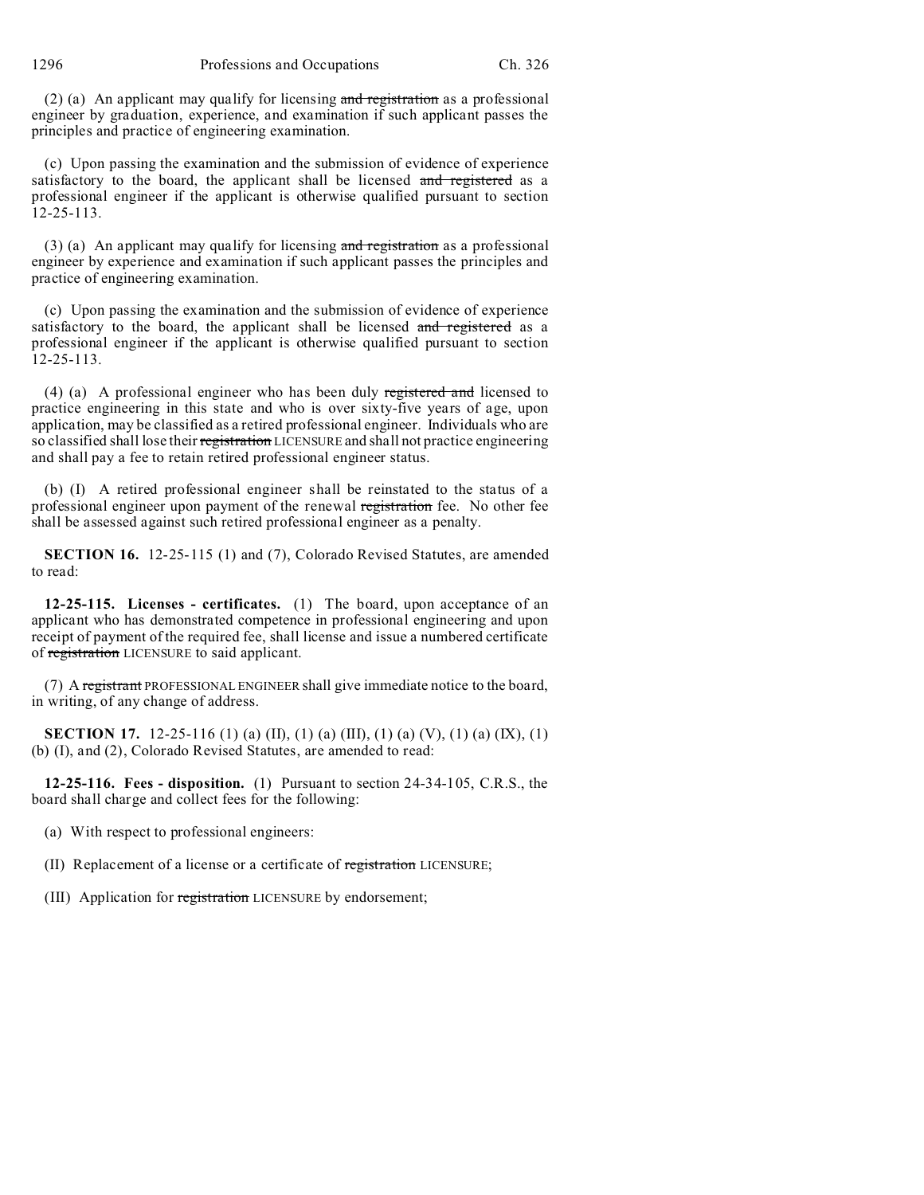(2) (a) An applicant may qualify for licensing ~~and registration~~ as a professional engineer by graduation, experience, and examination if such applicant passes the principles and practice of engineering examination.

(c) Upon passing the examination and the submission of evidence of experience satisfactory to the board, the applicant shall be licensed ~~and registered~~ as a professional engineer if the applicant is otherwise qualified pursuant to section 12-25-113.

(3) (a) An applicant may qualify for licensing ~~and registration~~ as a professional engineer by experience and examination if such applicant passes the principles and practice of engineering examination.

(c) Upon passing the examination and the submission of evidence of experience satisfactory to the board, the applicant shall be licensed ~~and registered~~ as a professional engineer if the applicant is otherwise qualified pursuant to section 12-25-113.

(4) (a) A professional engineer who has been duly ~~registered and~~ licensed to practice engineering in this state and who is over sixty-five years of age, upon application, may be classified as a retired professional engineer. Individuals who are so classified shall lose their ~~registration~~ LICENSURE and shall not practice engineering and shall pay a fee to retain retired professional engineer status.

(b) (I) A retired professional engineer shall be reinstated to the status of a professional engineer upon payment of the renewal ~~registration~~ fee. No other fee shall be assessed against such retired professional engineer as a penalty.

**SECTION 16.** 12-25-115 (1) and (7), Colorado Revised Statutes, are amended to read:

**12-25-115. Licenses - certificates.** (1) The board, upon acceptance of an applicant who has demonstrated competence in professional engineering and upon receipt of payment of the required fee, shall license and issue a numbered certificate of ~~registration~~ LICENSURE to said applicant.

(7) A ~~registrant~~ PROFESSIONAL ENGINEER shall give immediate notice to the board, in writing, of any change of address.

**SECTION 17.** 12-25-116 (1) (a) (II), (1) (a) (III), (1) (a) (V), (1) (a) (IX), (1) (b) (I), and (2), Colorado Revised Statutes, are amended to read:

**12-25-116. Fees - disposition.** (1) Pursuant to section 24-34-105, C.R.S., the board shall charge and collect fees for the following:

(a) With respect to professional engineers:

(II) Replacement of a license or a certificate of ~~registration~~ LICENSURE;

(III) Application for ~~registration~~ LICENSURE by endorsement;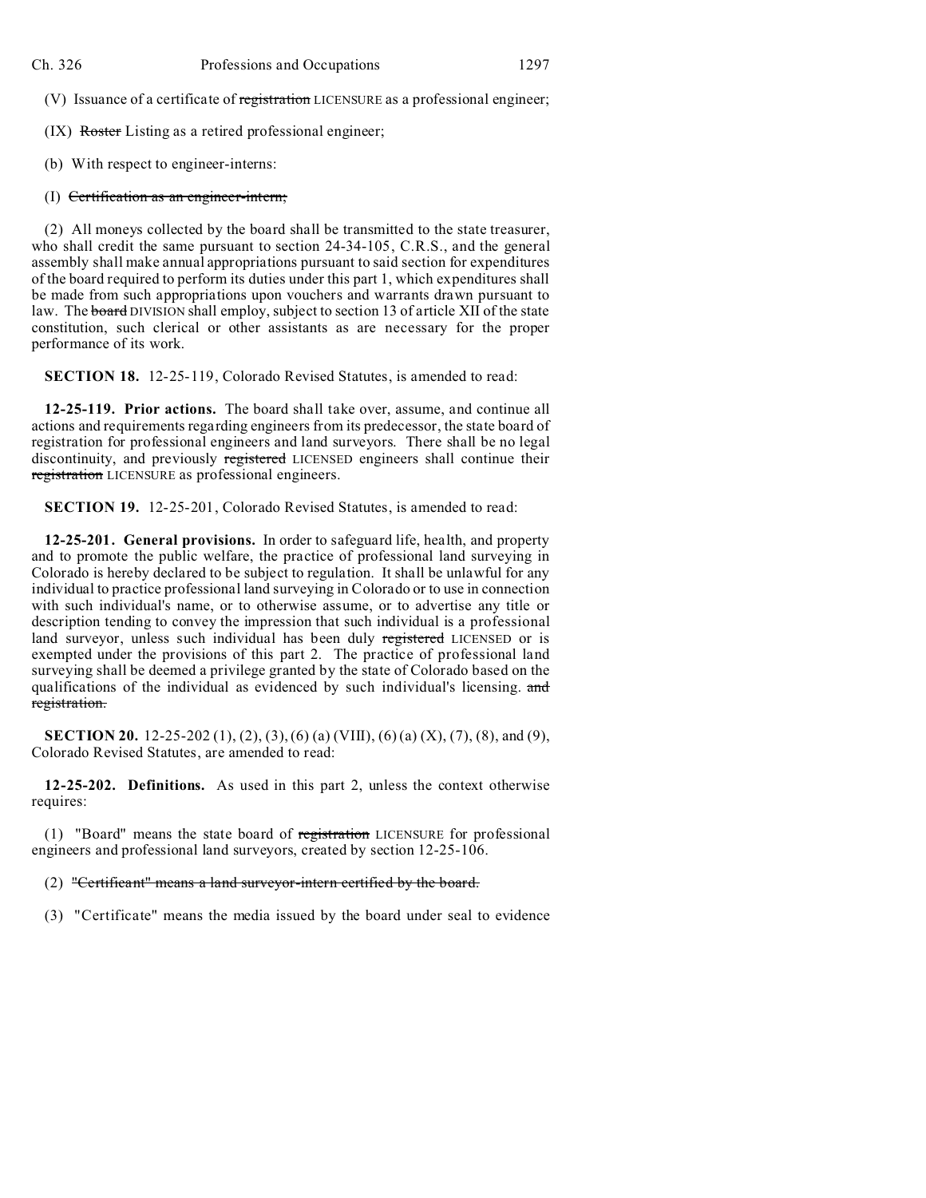(V) Issuance of a certificate of ~~registration~~ LICENSURE as a professional engineer;

(IX) ~~Roster~~ Listing as a retired professional engineer;

(b) With respect to engineer-interns:

(I) ~~Certification as an engineer-intern;~~

(2) All moneys collected by the board shall be transmitted to the state treasurer, who shall credit the same pursuant to section 24-34-105, C.R.S., and the general assembly shall make annual appropriations pursuant to said section for expenditures of the board required to perform its duties under this part 1, which expenditures shall be made from such appropriations upon vouchers and warrants drawn pursuant to law. The ~~board~~ DIVISION shall employ, subject to section 13 of article XII of the state constitution, such clerical or other assistants as are necessary for the proper performance of its work.

**SECTION 18.** 12-25-119, Colorado Revised Statutes, is amended to read:

**12-25-119. Prior actions.** The board shall take over, assume, and continue all actions and requirements regarding engineers from its predecessor, the state board of registration for professional engineers and land surveyors. There shall be no legal discontinuity, and previously ~~registered~~ LICENSED engineers shall continue their ~~registration~~ LICENSURE as professional engineers.

**SECTION 19.** 12-25-201, Colorado Revised Statutes, is amended to read:

**12-25-201. General provisions.** In order to safeguard life, health, and property and to promote the public welfare, the practice of professional land surveying in Colorado is hereby declared to be subject to regulation. It shall be unlawful for any individual to practice professional land surveying in Colorado or to use in connection with such individual's name, or to otherwise assume, or to advertise any title or description tending to convey the impression that such individual is a professional land surveyor, unless such individual has been duly ~~registered~~ LICENSED or is exempted under the provisions of this part 2. The practice of professional land surveying shall be deemed a privilege granted by the state of Colorado based on the qualifications of the individual as evidenced by such individual's licensing. ~~and registration.~~

**SECTION 20.** 12-25-202 (1), (2), (3), (6) (a) (VIII), (6) (a) (X), (7), (8), and (9), Colorado Revised Statutes, are amended to read:

**12-25-202. Definitions.** As used in this part 2, unless the context otherwise requires:

(1) "Board" means the state board of ~~registration~~ LICENSURE for professional engineers and professional land surveyors, created by section 12-25-106.

(2) ~~"Certificant" means a land surveyor-intern certified by the board.~~

(3) "Certificate" means the media issued by the board under seal to evidence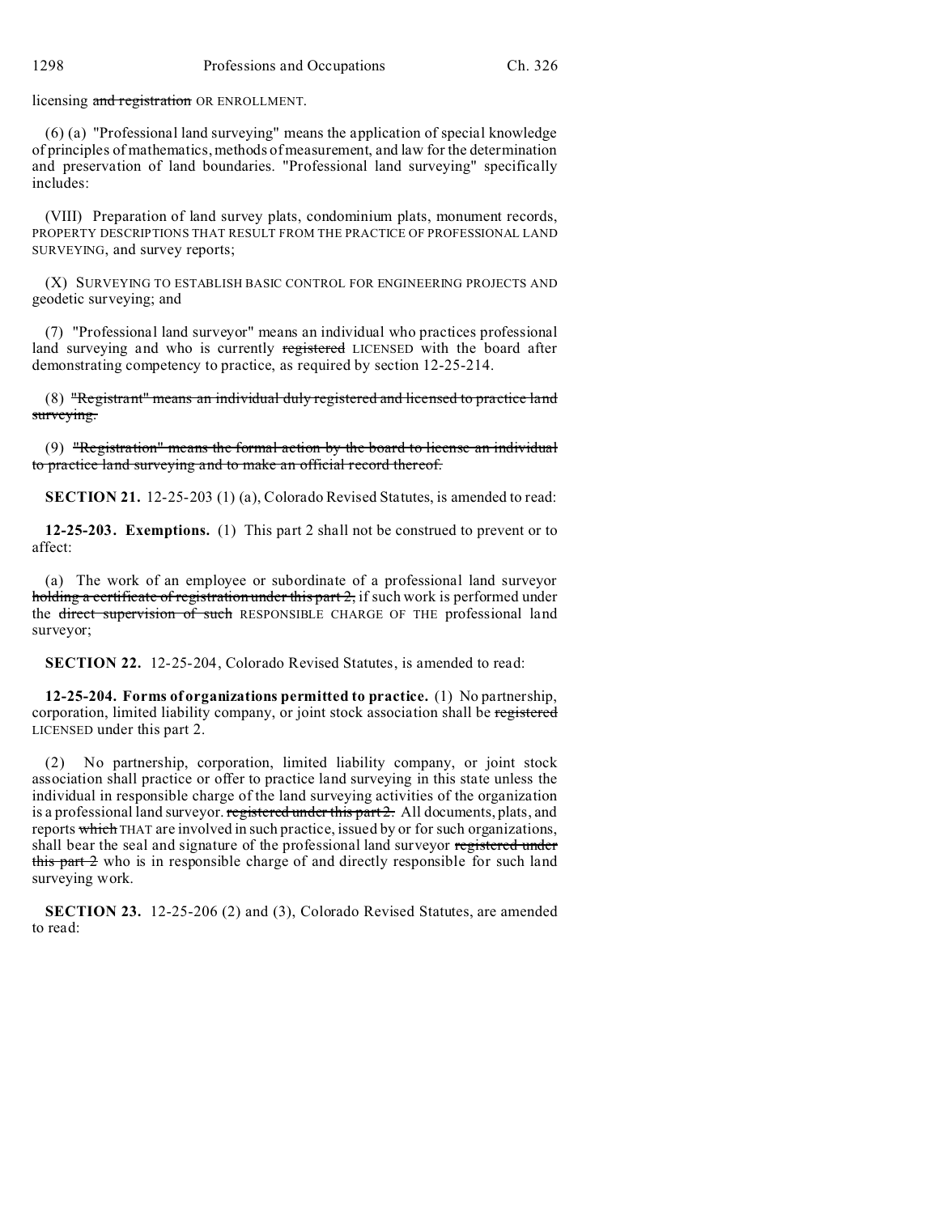licensing ~~and registration~~ OR ENROLLMENT.

(6) (a) "Professional land surveying" means the application of special knowledge of principles of mathematics, methods of measurement, and law for the determination and preservation of land boundaries. "Professional land surveying" specifically includes:

(VIII) Preparation of land survey plats, condominium plats, monument records, PROPERTY DESCRIPTIONS THAT RESULT FROM THE PRACTICE OF PROFESSIONAL LAND SURVEYING, and survey reports;

(X) SURVEYING TO ESTABLISH BASIC CONTROL FOR ENGINEERING PROJECTS AND geodetic surveying; and

(7) "Professional land surveyor" means an individual who practices professional land surveying and who is currently ~~registered~~ LICENSED with the board after demonstrating competency to practice, as required by section 12-25-214.

(8) ~~"Registrant" means an individual duly registered and licensed to practice land surveying.~~

(9) ~~"Registration" means the formal action by the board to license an individual to practice land surveying and to make an official record thereof.~~

**SECTION 21.** 12-25-203 (1) (a), Colorado Revised Statutes, is amended to read:

**12-25-203. Exemptions.** (1) This part 2 shall not be construed to prevent or to affect:

(a) The work of an employee or subordinate of a professional land surveyor ~~holding a certificate of registration under this part 2,~~ if such work is performed under the ~~direct supervision of such~~ RESPONSIBLE CHARGE OF THE professional land surveyor;

**SECTION 22.** 12-25-204, Colorado Revised Statutes, is amended to read:

**12-25-204. Forms of organizations permitted to practice.** (1) No partnership, corporation, limited liability company, or joint stock association shall be ~~registered~~ LICENSED under this part 2.

(2) No partnership, corporation, limited liability company, or joint stock association shall practice or offer to practice land surveying in this state unless the individual in responsible charge of the land surveying activities of the organization is a professional land surveyor. ~~registered under this part 2.~~ All documents, plats, and reports ~~which~~ THAT are involved in such practice, issued by or for such organizations, shall bear the seal and signature of the professional land surveyor ~~registered under this part 2~~ who is in responsible charge of and directly responsible for such land surveying work.

**SECTION 23.** 12-25-206 (2) and (3), Colorado Revised Statutes, are amended to read: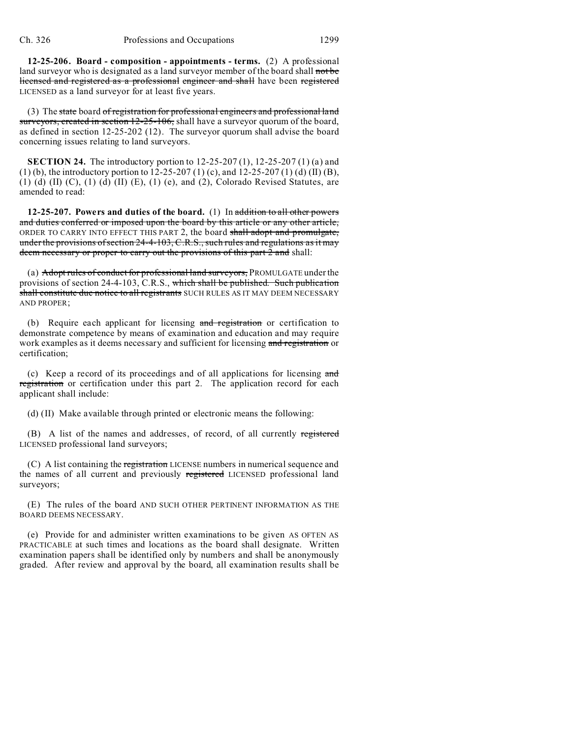**12-25-206. Board - composition - appointments - terms.** (2) A professional land surveyor who is designated as a land surveyor member of the board shall ~~not be licensed and registered as a professional~~ engineer and shall have been ~~registered~~ LICENSED as a land surveyor for at least five years.

(3) The ~~state~~ board ~~of registration for professional engineers and professional land surveyors, created in section 12-25-106,~~ shall have a surveyor quorum of the board, as defined in section 12-25-202 (12). The surveyor quorum shall advise the board concerning issues relating to land surveyors.

**SECTION 24.** The introductory portion to 12-25-207 (1), 12-25-207 (1) (a) and (1) (b), the introductory portion to 12-25-207 (1) (c), and 12-25-207 (1) (d) (II) (B), (1) (d) (II) (C), (1) (d) (II) (E), (1) (e), and (2), Colorado Revised Statutes, are amended to read:

**12-25-207. Powers and duties of the board.** (1) In ~~addition to all other powers and duties conferred or imposed upon the board by this article or any other article,~~ ORDER TO CARRY INTO EFFECT THIS PART 2, the board ~~shall adopt and promulgate, under the provisions of section 24-4-103, C.R.S., such rules and regulations as it may deem necessary or proper to carry out the provisions of this part 2 and~~ shall:

(a) ~~Adopt rules of conduct for professional land surveyors,~~ PROMULGATE under the provisions of section 24-4-103, C.R.S., ~~which shall be published. Such publication shall constitute due notice to all registrants~~ SUCH RULES AS IT MAY DEEM NECESSARY AND PROPER;

(b) Require each applicant for licensing ~~and registration~~ or certification to demonstrate competence by means of examination and education and may require work examples as it deems necessary and sufficient for licensing ~~and registration~~ or certification;

(c) Keep a record of its proceedings and of all applications for licensing ~~and registration~~ or certification under this part 2. The application record for each applicant shall include:

(d) (II) Make available through printed or electronic means the following:

(B) A list of the names and addresses, of record, of all currently ~~registered~~ LICENSED professional land surveyors;

(C) A list containing the ~~registration~~ LICENSE numbers in numerical sequence and the names of all current and previously ~~registered~~ LICENSED professional land surveyors;

(E) The rules of the board AND SUCH OTHER PERTINENT INFORMATION AS THE BOARD DEEMS NECESSARY.

(e) Provide for and administer written examinations to be given AS OFTEN AS PRACTICABLE at such times and locations as the board shall designate. Written examination papers shall be identified only by numbers and shall be anonymously graded. After review and approval by the board, all examination results shall be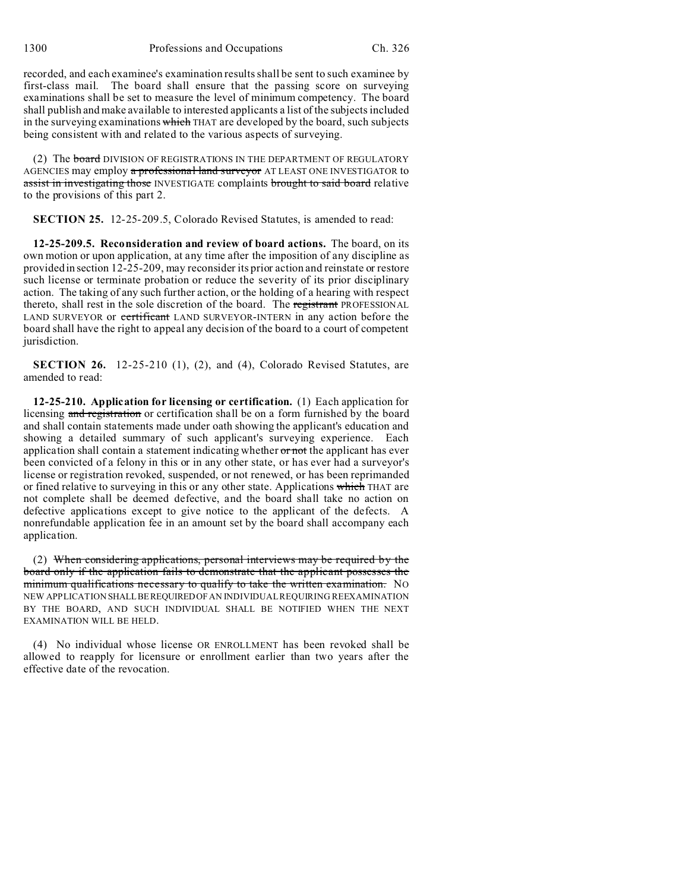recorded, and each examinee's examination results shall be sent to such examinee by first-class mail. The board shall ensure that the passing score on surveying examinations shall be set to measure the level of minimum competency. The board shall publish and make available to interested applicants a list of the subjects included in the surveying examinations ~~which~~ THAT are developed by the board, such subjects being consistent with and related to the various aspects of surveying.

(2) The ~~board~~ DIVISION OF REGISTRATIONS IN THE DEPARTMENT OF REGULATORY AGENCIES may employ ~~a professional land surveyor~~ AT LEAST ONE INVESTIGATOR to ~~assist in investigating those~~ INVESTIGATE complaints ~~brought to said board~~ relative to the provisions of this part 2.

**SECTION 25.** 12-25-209.5, Colorado Revised Statutes, is amended to read:

**12-25-209.5. Reconsideration and review of board actions.** The board, on its own motion or upon application, at any time after the imposition of any discipline as provided in section 12-25-209, may reconsider its prior action and reinstate or restore such license or terminate probation or reduce the severity of its prior disciplinary action. The taking of any such further action, or the holding of a hearing with respect thereto, shall rest in the sole discretion of the board. The ~~registrant~~ PROFESSIONAL LAND SURVEYOR or ~~certificant~~ LAND SURVEYOR-INTERN in any action before the board shall have the right to appeal any decision of the board to a court of competent jurisdiction.

**SECTION 26.** 12-25-210 (1), (2), and (4), Colorado Revised Statutes, are amended to read:

**12-25-210. Application for licensing or certification.** (1) Each application for licensing ~~and registration~~ or certification shall be on a form furnished by the board and shall contain statements made under oath showing the applicant's education and showing a detailed summary of such applicant's surveying experience. Each application shall contain a statement indicating whether ~~or not~~ the applicant has ever been convicted of a felony in this or in any other state, or has ever had a surveyor's license or registration revoked, suspended, or not renewed, or has been reprimanded or fined relative to surveying in this or any other state. Applications ~~which~~ THAT are not complete shall be deemed defective, and the board shall take no action on defective applications except to give notice to the applicant of the defects. A nonrefundable application fee in an amount set by the board shall accompany each application.

(2) ~~When considering applications, personal interviews may be required by the board only if the application fails to demonstrate that the applicant possesses the minimum qualifications necessary to qualify to take the written examination.~~ NO NEW APPLICATION SHALL BE REQUIRED OF AN INDIVIDUAL REQUIRING REEXAMINATION BY THE BOARD, AND SUCH INDIVIDUAL SHALL BE NOTIFIED WHEN THE NEXT EXAMINATION WILL BE HELD.

(4) No individual whose license OR ENROLLMENT has been revoked shall be allowed to reapply for licensure or enrollment earlier than two years after the effective date of the revocation.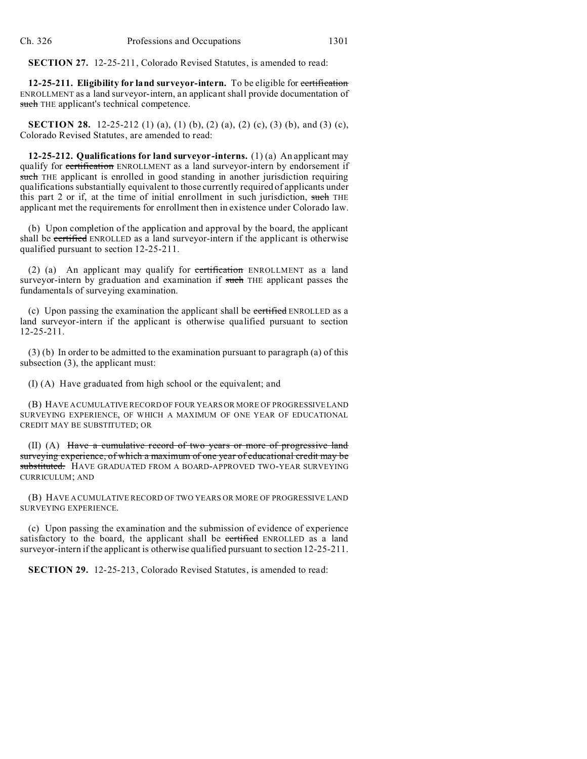**SECTION 27.** 12-25-211, Colorado Revised Statutes, is amended to read:

**12-25-211. Eligibility for land surveyor-intern.** To be eligible for ~~certification~~ ENROLLMENT as a land surveyor-intern, an applicant shall provide documentation of ~~such~~ THE applicant's technical competence.

**SECTION 28.** 12-25-212 (1) (a), (1) (b), (2) (a), (2) (c), (3) (b), and (3) (c), Colorado Revised Statutes, are amended to read:

**12-25-212. Qualifications for land surveyor-interns.** (1) (a) An applicant may qualify for ~~certification~~ ENROLLMENT as a land surveyor-intern by endorsement if ~~such~~ THE applicant is enrolled in good standing in another jurisdiction requiring qualifications substantially equivalent to those currently required of applicants under this part 2 or if, at the time of initial enrollment in such jurisdiction, ~~such~~ THE applicant met the requirements for enrollment then in existence under Colorado law.

(b) Upon completion of the application and approval by the board, the applicant shall be ~~certified~~ ENROLLED as a land surveyor-intern if the applicant is otherwise qualified pursuant to section 12-25-211.

(2) (a) An applicant may qualify for ~~certification~~ ENROLLMENT as a land surveyor-intern by graduation and examination if ~~such~~ THE applicant passes the fundamentals of surveying examination.

(c) Upon passing the examination the applicant shall be ~~certified~~ ENROLLED as a land surveyor-intern if the applicant is otherwise qualified pursuant to section 12-25-211.

(3) (b) In order to be admitted to the examination pursuant to paragraph (a) of this subsection (3), the applicant must:

(I) (A) Have graduated from high school or the equivalent; and

(B) HAVE A CUMULATIVE RECORD OF FOUR YEARS OR MORE OF PROGRESSIVE LAND SURVEYING EXPERIENCE, OF WHICH A MAXIMUM OF ONE YEAR OF EDUCATIONAL CREDIT MAY BE SUBSTITUTED; OR

(II) (A) ~~Have a cumulative record of two years or more of progressive land surveying experience, of which a maximum of one year of educational credit may be substituted.~~ HAVE GRADUATED FROM A BOARD-APPROVED TWO-YEAR SURVEYING CURRICULUM; AND

(B) HAVE A CUMULATIVE RECORD OF TWO YEARS OR MORE OF PROGRESSIVE LAND SURVEYING EXPERIENCE.

(c) Upon passing the examination and the submission of evidence of experience satisfactory to the board, the applicant shall be ~~certified~~ ENROLLED as a land surveyor-intern if the applicant is otherwise qualified pursuant to section 12-25-211.

**SECTION 29.** 12-25-213, Colorado Revised Statutes, is amended to read: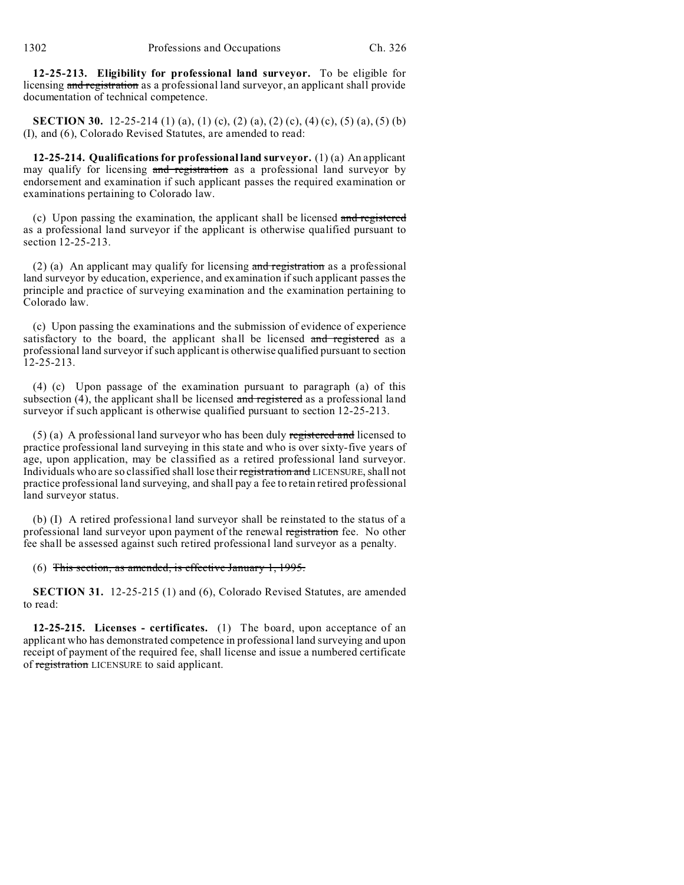**12-25-213. Eligibility for professional land surveyor.** To be eligible for licensing ~~and registration~~ as a professional land surveyor, an applicant shall provide documentation of technical competence.

**SECTION 30.** 12-25-214 (1) (a), (1) (c), (2) (a), (2) (c), (4) (c), (5) (a), (5) (b) (I), and (6), Colorado Revised Statutes, are amended to read:

**12-25-214. Qualifications for professional land surveyor.** (1) (a) An applicant may qualify for licensing ~~and registration~~ as a professional land surveyor by endorsement and examination if such applicant passes the required examination or examinations pertaining to Colorado law.

(c) Upon passing the examination, the applicant shall be licensed ~~and registered~~ as a professional land surveyor if the applicant is otherwise qualified pursuant to section 12-25-213.

(2) (a) An applicant may qualify for licensing ~~and registration~~ as a professional land surveyor by education, experience, and examination if such applicant passes the principle and practice of surveying examination and the examination pertaining to Colorado law.

(c) Upon passing the examinations and the submission of evidence of experience satisfactory to the board, the applicant shall be licensed ~~and registered~~ as a professional land surveyor if such applicant is otherwise qualified pursuant to section 12-25-213.

(4) (c) Upon passage of the examination pursuant to paragraph (a) of this subsection (4), the applicant shall be licensed ~~and registered~~ as a professional land surveyor if such applicant is otherwise qualified pursuant to section 12-25-213.

(5) (a) A professional land surveyor who has been duly ~~registered and~~ licensed to practice professional land surveying in this state and who is over sixty-five years of age, upon application, may be classified as a retired professional land surveyor. Individuals who are so classified shall lose their ~~registration and~~ LICENSURE, shall not practice professional land surveying, and shall pay a fee to retain retired professional land surveyor status.

(b) (I) A retired professional land surveyor shall be reinstated to the status of a professional land surveyor upon payment of the renewal ~~registration~~ fee. No other fee shall be assessed against such retired professional land surveyor as a penalty.

(6) ~~This section, as amended, is effective January 1, 1995.~~

**SECTION 31.** 12-25-215 (1) and (6), Colorado Revised Statutes, are amended to read:

**12-25-215. Licenses - certificates.** (1) The board, upon acceptance of an applicant who has demonstrated competence in professional land surveying and upon receipt of payment of the required fee, shall license and issue a numbered certificate of ~~registration~~ LICENSURE to said applicant.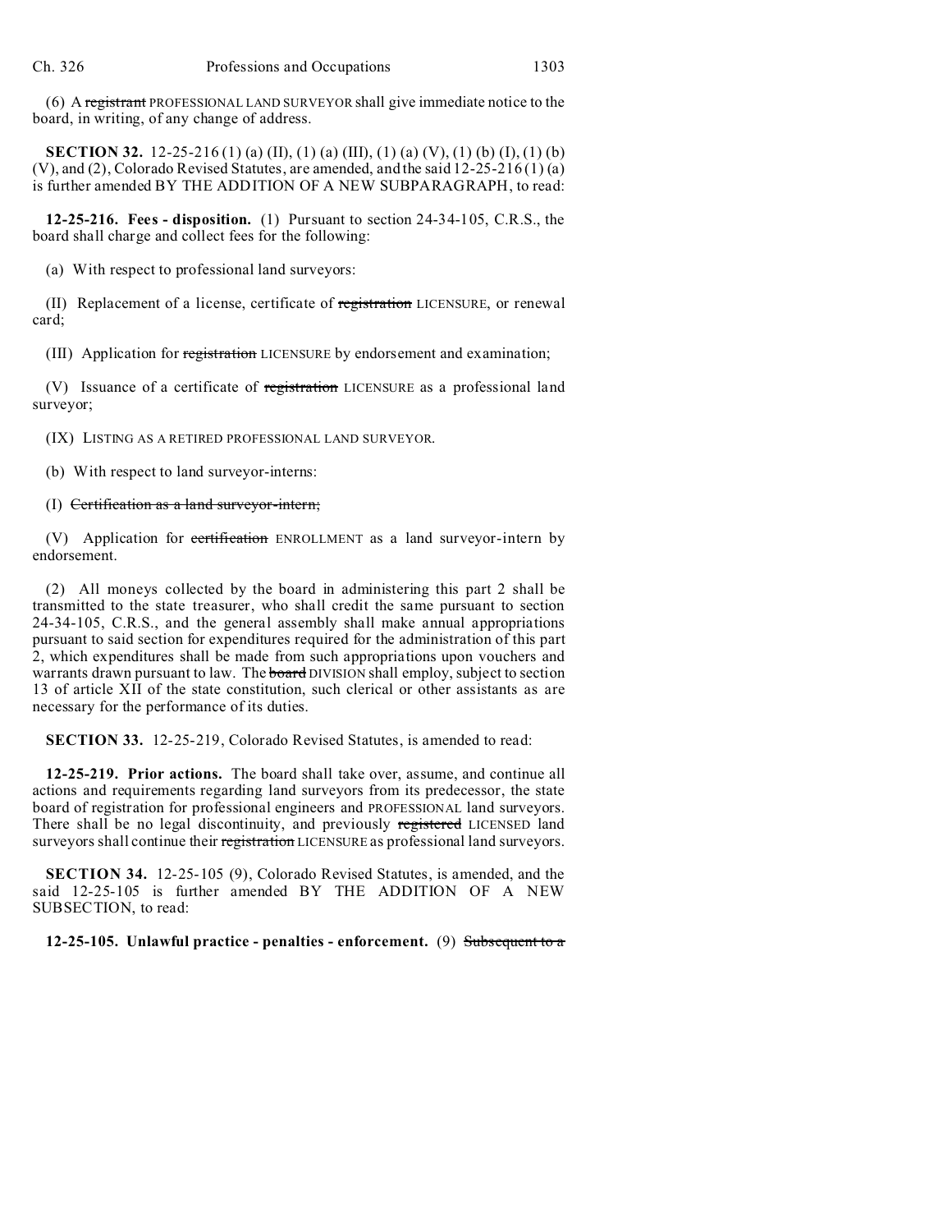(6) A ~~registrant~~ PROFESSIONAL LAND SURVEYOR shall give immediate notice to the board, in writing, of any change of address.

**SECTION 32.** 12-25-216 (1) (a) (II), (1) (a) (III), (1) (a) (V), (1) (b) (I), (1) (b) (V), and (2), Colorado Revised Statutes, are amended, and the said 12-25-216 (1) (a) is further amended BY THE ADDITION OF A NEW SUBPARAGRAPH, to read:

**12-25-216. Fees - disposition.** (1) Pursuant to section 24-34-105, C.R.S., the board shall charge and collect fees for the following:

(a) With respect to professional land surveyors:

(II) Replacement of a license, certificate of ~~registration~~ LICENSURE, or renewal card;

(III) Application for ~~registration~~ LICENSURE by endorsement and examination;

(V) Issuance of a certificate of ~~registration~~ LICENSURE as a professional land surveyor;

(IX) LISTING AS A RETIRED PROFESSIONAL LAND SURVEYOR.

(b) With respect to land surveyor-interns:

(I) ~~Certification as a land surveyor-intern;~~

(V) Application for ~~certification~~ ENROLLMENT as a land surveyor-intern by endorsement.

(2) All moneys collected by the board in administering this part 2 shall be transmitted to the state treasurer, who shall credit the same pursuant to section 24-34-105, C.R.S., and the general assembly shall make annual appropriations pursuant to said section for expenditures required for the administration of this part 2, which expenditures shall be made from such appropriations upon vouchers and warrants drawn pursuant to law. The ~~board~~ DIVISION shall employ, subject to section 13 of article XII of the state constitution, such clerical or other assistants as are necessary for the performance of its duties.

**SECTION 33.** 12-25-219, Colorado Revised Statutes, is amended to read:

**12-25-219. Prior actions.** The board shall take over, assume, and continue all actions and requirements regarding land surveyors from its predecessor, the state board of registration for professional engineers and PROFESSIONAL land surveyors. There shall be no legal discontinuity, and previously ~~registered~~ LICENSED land surveyors shall continue their ~~registration~~ LICENSURE as professional land surveyors.

**SECTION 34.** 12-25-105 (9), Colorado Revised Statutes, is amended, and the said 12-25-105 is further amended BY THE ADDITION OF A NEW SUBSECTION, to read:

**12-25-105. Unlawful practice - penalties - enforcement.** (9) ~~Subsequent to a~~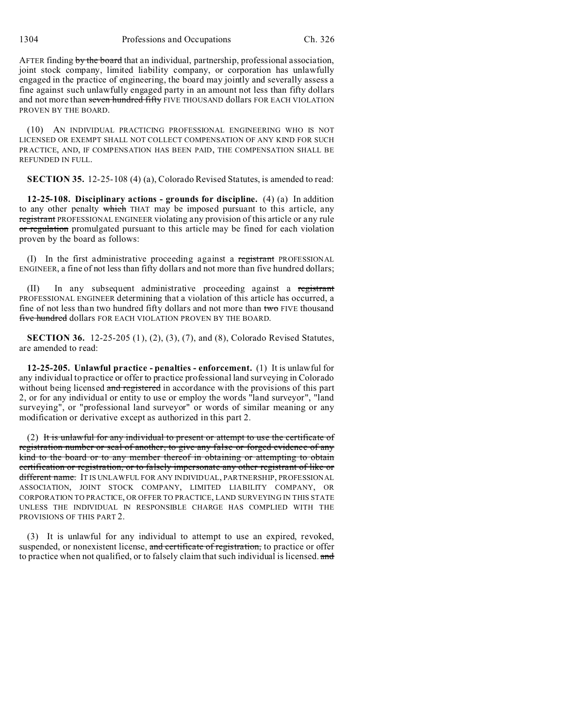AFTER finding ~~by the board~~ that an individual, partnership, professional association, joint stock company, limited liability company, or corporation has unlawfully engaged in the practice of engineering, the board may jointly and severally assess a fine against such unlawfully engaged party in an amount not less than fifty dollars and not more than ~~seven hundred fifty~~ FIVE THOUSAND dollars FOR EACH VIOLATION PROVEN BY THE BOARD.

(10) AN INDIVIDUAL PRACTICING PROFESSIONAL ENGINEERING WHO IS NOT LICENSED OR EXEMPT SHALL NOT COLLECT COMPENSATION OF ANY KIND FOR SUCH PRACTICE, AND, IF COMPENSATION HAS BEEN PAID, THE COMPENSATION SHALL BE REFUNDED IN FULL.

**SECTION 35.** 12-25-108 (4) (a), Colorado Revised Statutes, is amended to read:

**12-25-108. Disciplinary actions - grounds for discipline.** (4) (a) In addition to any other penalty ~~which~~ THAT may be imposed pursuant to this article, any ~~registrant~~ PROFESSIONAL ENGINEER violating any provision of this article or any rule ~~or regulation~~ promulgated pursuant to this article may be fined for each violation proven by the board as follows:

(I) In the first administrative proceeding against a ~~registrant~~ PROFESSIONAL ENGINEER, a fine of not less than fifty dollars and not more than five hundred dollars;

(II) In any subsequent administrative proceeding against a ~~registrant~~ PROFESSIONAL ENGINEER determining that a violation of this article has occurred, a fine of not less than two hundred fifty dollars and not more than ~~two~~ FIVE thousand ~~five hundred~~ dollars FOR EACH VIOLATION PROVEN BY THE BOARD.

**SECTION 36.** 12-25-205 (1), (2), (3), (7), and (8), Colorado Revised Statutes, are amended to read:

**12-25-205. Unlawful practice - penalties - enforcement.** (1) It is unlawful for any individual to practice or offer to practice professional land surveying in Colorado without being licensed ~~and registered~~ in accordance with the provisions of this part 2, or for any individual or entity to use or employ the words "land surveyor", "land surveying", or "professional land surveyor" or words of similar meaning or any modification or derivative except as authorized in this part 2.

(2) ~~It is unlawful for any individual to present or attempt to use the certificate of registration number or seal of another, to give any false or forged evidence of any kind to the board or to any member thereof in obtaining or attempting to obtain certification or registration, or to falsely impersonate any other registrant of like or different name.~~ IT IS UNLAWFUL FOR ANY INDIVIDUAL, PARTNERSHIP, PROFESSIONAL ASSOCIATION, JOINT STOCK COMPANY, LIMITED LIABILITY COMPANY, OR CORPORATION TO PRACTICE, OR OFFER TO PRACTICE, LAND SURVEYING IN THIS STATE UNLESS THE INDIVIDUAL IN RESPONSIBLE CHARGE HAS COMPLIED WITH THE PROVISIONS OF THIS PART 2.

(3) It is unlawful for any individual to attempt to use an expired, revoked, suspended, or nonexistent license, ~~and certificate of registration,~~ to practice or offer to practice when not qualified, or to falsely claim that such individual is licensed. ~~and~~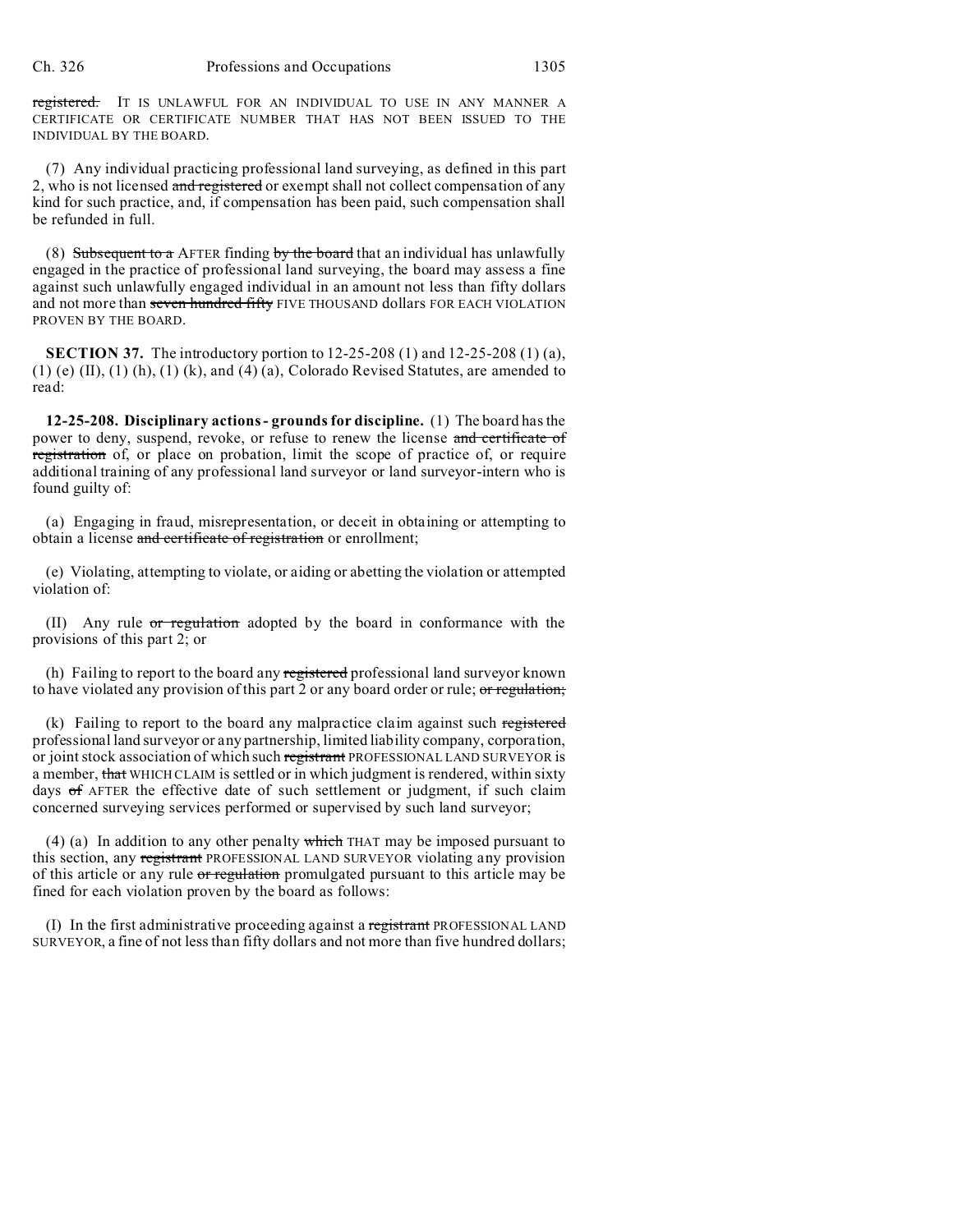~~registered.~~ IT IS UNLAWFUL FOR AN INDIVIDUAL TO USE IN ANY MANNER A CERTIFICATE OR CERTIFICATE NUMBER THAT HAS NOT BEEN ISSUED TO THE INDIVIDUAL BY THE BOARD.

(7) Any individual practicing professional land surveying, as defined in this part 2, who is not licensed ~~and registered~~ or exempt shall not collect compensation of any kind for such practice, and, if compensation has been paid, such compensation shall be refunded in full.

(8) ~~Subsequent to a~~ AFTER finding ~~by the board~~ that an individual has unlawfully engaged in the practice of professional land surveying, the board may assess a fine against such unlawfully engaged individual in an amount not less than fifty dollars and not more than ~~seven hundred fifty~~ FIVE THOUSAND dollars FOR EACH VIOLATION PROVEN BY THE BOARD.

**SECTION 37.** The introductory portion to 12-25-208 (1) and 12-25-208 (1) (a), (1) (e) (II), (1) (h), (1) (k), and (4) (a), Colorado Revised Statutes, are amended to read:

**12-25-208. Disciplinary actions - grounds for discipline.** (1) The board has the power to deny, suspend, revoke, or refuse to renew the license ~~and certificate of registration~~ of, or place on probation, limit the scope of practice of, or require additional training of any professional land surveyor or land surveyor-intern who is found guilty of:

(a) Engaging in fraud, misrepresentation, or deceit in obtaining or attempting to obtain a license ~~and certificate of registration~~ or enrollment;

(e) Violating, attempting to violate, or aiding or abetting the violation or attempted violation of:

(II) Any rule ~~or regulation~~ adopted by the board in conformance with the provisions of this part 2; or

(h) Failing to report to the board any ~~registered~~ professional land surveyor known to have violated any provision of this part 2 or any board order or rule; ~~or regulation;~~

(k) Failing to report to the board any malpractice claim against such ~~registered~~ professional land surveyor or any partnership, limited liability company, corporation, or joint stock association of which such ~~registrant~~ PROFESSIONAL LAND SURVEYOR is a member, ~~that~~ WHICH CLAIM is settled or in which judgment is rendered, within sixty days ~~of~~ AFTER the effective date of such settlement or judgment, if such claim concerned surveying services performed or supervised by such land surveyor;

(4) (a) In addition to any other penalty ~~which~~ THAT may be imposed pursuant to this section, any ~~registrant~~ PROFESSIONAL LAND SURVEYOR violating any provision of this article or any rule ~~or regulation~~ promulgated pursuant to this article may be fined for each violation proven by the board as follows:

(I) In the first administrative proceeding against a ~~registrant~~ PROFESSIONAL LAND SURVEYOR, a fine of not less than fifty dollars and not more than five hundred dollars;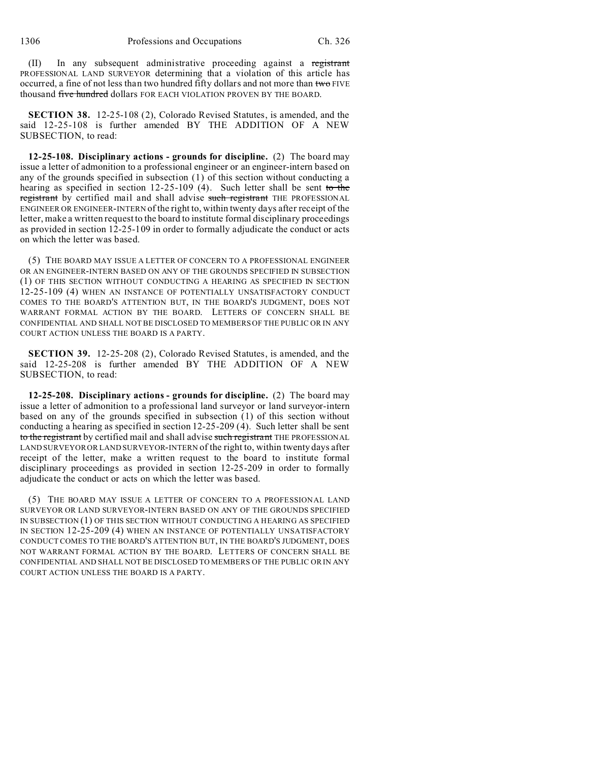(II) In any subsequent administrative proceeding against a ~~registrant~~ PROFESSIONAL LAND SURVEYOR determining that a violation of this article has occurred, a fine of not less than two hundred fifty dollars and not more than ~~two~~ FIVE thousand ~~five hundred~~ dollars FOR EACH VIOLATION PROVEN BY THE BOARD.

**SECTION 38.** 12-25-108 (2), Colorado Revised Statutes, is amended, and the said 12-25-108 is further amended BY THE ADDITION OF A NEW SUBSECTION, to read:

**12-25-108. Disciplinary actions - grounds for discipline.** (2) The board may issue a letter of admonition to a professional engineer or an engineer-intern based on any of the grounds specified in subsection (1) of this section without conducting a hearing as specified in section 12-25-109 (4). Such letter shall be sent ~~to the registrant~~ by certified mail and shall advise ~~such registrant~~ THE PROFESSIONAL ENGINEER OR ENGINEER-INTERN of the right to, within twenty days after receipt of the letter, make a written request to the board to institute formal disciplinary proceedings as provided in section 12-25-109 in order to formally adjudicate the conduct or acts on which the letter was based.

(5) THE BOARD MAY ISSUE A LETTER OF CONCERN TO A PROFESSIONAL ENGINEER OR AN ENGINEER-INTERN BASED ON ANY OF THE GROUNDS SPECIFIED IN SUBSECTION (1) OF THIS SECTION WITHOUT CONDUCTING A HEARING AS SPECIFIED IN SECTION 12-25-109 (4) WHEN AN INSTANCE OF POTENTIALLY UNSATISFACTORY CONDUCT COMES TO THE BOARD'S ATTENTION BUT, IN THE BOARD'S JUDGMENT, DOES NOT WARRANT FORMAL ACTION BY THE BOARD. LETTERS OF CONCERN SHALL BE CONFIDENTIAL AND SHALL NOT BE DISCLOSED TO MEMBERS OF THE PUBLIC OR IN ANY COURT ACTION UNLESS THE BOARD IS A PARTY.

**SECTION 39.** 12-25-208 (2), Colorado Revised Statutes, is amended, and the said 12-25-208 is further amended BY THE ADDITION OF A NEW SUBSECTION, to read:

**12-25-208. Disciplinary actions - grounds for discipline.** (2) The board may issue a letter of admonition to a professional land surveyor or land surveyor-intern based on any of the grounds specified in subsection (1) of this section without conducting a hearing as specified in section 12-25-209 (4). Such letter shall be sent ~~to the registrant~~ by certified mail and shall advise ~~such registrant~~ THE PROFESSIONAL LAND SURVEYOR OR LAND SURVEYOR-INTERN of the right to, within twenty days after receipt of the letter, make a written request to the board to institute formal disciplinary proceedings as provided in section 12-25-209 in order to formally adjudicate the conduct or acts on which the letter was based.

(5) THE BOARD MAY ISSUE A LETTER OF CONCERN TO A PROFESSIONAL LAND SURVEYOR OR LAND SURVEYOR-INTERN BASED ON ANY OF THE GROUNDS SPECIFIED IN SUBSECTION (1) OF THIS SECTION WITHOUT CONDUCTING A HEARING AS SPECIFIED IN SECTION 12-25-209 (4) WHEN AN INSTANCE OF POTENTIALLY UNSATISFACTORY CONDUCT COMES TO THE BOARD'S ATTENTION BUT, IN THE BOARD'S JUDGMENT, DOES NOT WARRANT FORMAL ACTION BY THE BOARD. LETTERS OF CONCERN SHALL BE CONFIDENTIAL AND SHALL NOT BE DISCLOSED TO MEMBERS OF THE PUBLIC OR IN ANY COURT ACTION UNLESS THE BOARD IS A PARTY.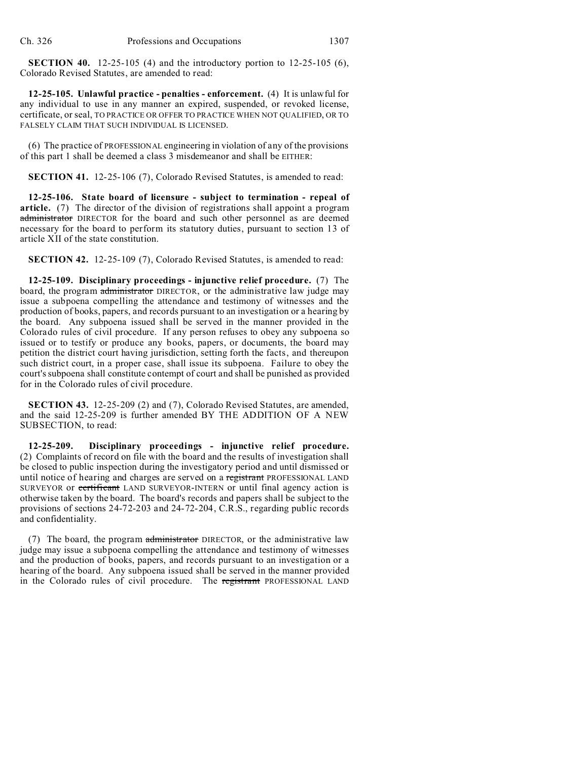**SECTION 40.** 12-25-105 (4) and the introductory portion to 12-25-105 (6), Colorado Revised Statutes, are amended to read:

**12-25-105. Unlawful practice - penalties - enforcement.** (4) It is unlawful for any individual to use in any manner an expired, suspended, or revoked license, certificate, or seal, TO PRACTICE OR OFFER TO PRACTICE WHEN NOT QUALIFIED, OR TO FALSELY CLAIM THAT SUCH INDIVIDUAL IS LICENSED.

(6) The practice of PROFESSIONAL engineering in violation of any of the provisions of this part 1 shall be deemed a class 3 misdemeanor and shall be EITHER:

**SECTION 41.** 12-25-106 (7), Colorado Revised Statutes, is amended to read:

**12-25-106. State board of licensure - subject to termination - repeal of article.** (7) The director of the division of registrations shall appoint a program ~~administrator~~ DIRECTOR for the board and such other personnel as are deemed necessary for the board to perform its statutory duties, pursuant to section 13 of article XII of the state constitution.

**SECTION 42.** 12-25-109 (7), Colorado Revised Statutes, is amended to read:

**12-25-109. Disciplinary proceedings - injunctive relief procedure.** (7) The board, the program ~~administrator~~ DIRECTOR, or the administrative law judge may issue a subpoena compelling the attendance and testimony of witnesses and the production of books, papers, and records pursuant to an investigation or a hearing by the board. Any subpoena issued shall be served in the manner provided in the Colorado rules of civil procedure. If any person refuses to obey any subpoena so issued or to testify or produce any books, papers, or documents, the board may petition the district court having jurisdiction, setting forth the facts, and thereupon such district court, in a proper case, shall issue its subpoena. Failure to obey the court's subpoena shall constitute contempt of court and shall be punished as provided for in the Colorado rules of civil procedure.

**SECTION 43.** 12-25-209 (2) and (7), Colorado Revised Statutes, are amended, and the said 12-25-209 is further amended BY THE ADDITION OF A NEW SUBSECTION, to read:

**12-25-209. Disciplinary proceedings - injunctive relief procedure.** (2) Complaints of record on file with the board and the results of investigation shall be closed to public inspection during the investigatory period and until dismissed or until notice of hearing and charges are served on a ~~registrant~~ PROFESSIONAL LAND SURVEYOR or ~~certificant~~ LAND SURVEYOR-INTERN or until final agency action is otherwise taken by the board. The board's records and papers shall be subject to the provisions of sections 24-72-203 and 24-72-204, C.R.S., regarding public records and confidentiality.

(7) The board, the program ~~administrator~~ DIRECTOR, or the administrative law judge may issue a subpoena compelling the attendance and testimony of witnesses and the production of books, papers, and records pursuant to an investigation or a hearing of the board. Any subpoena issued shall be served in the manner provided in the Colorado rules of civil procedure. The ~~registrant~~ PROFESSIONAL LAND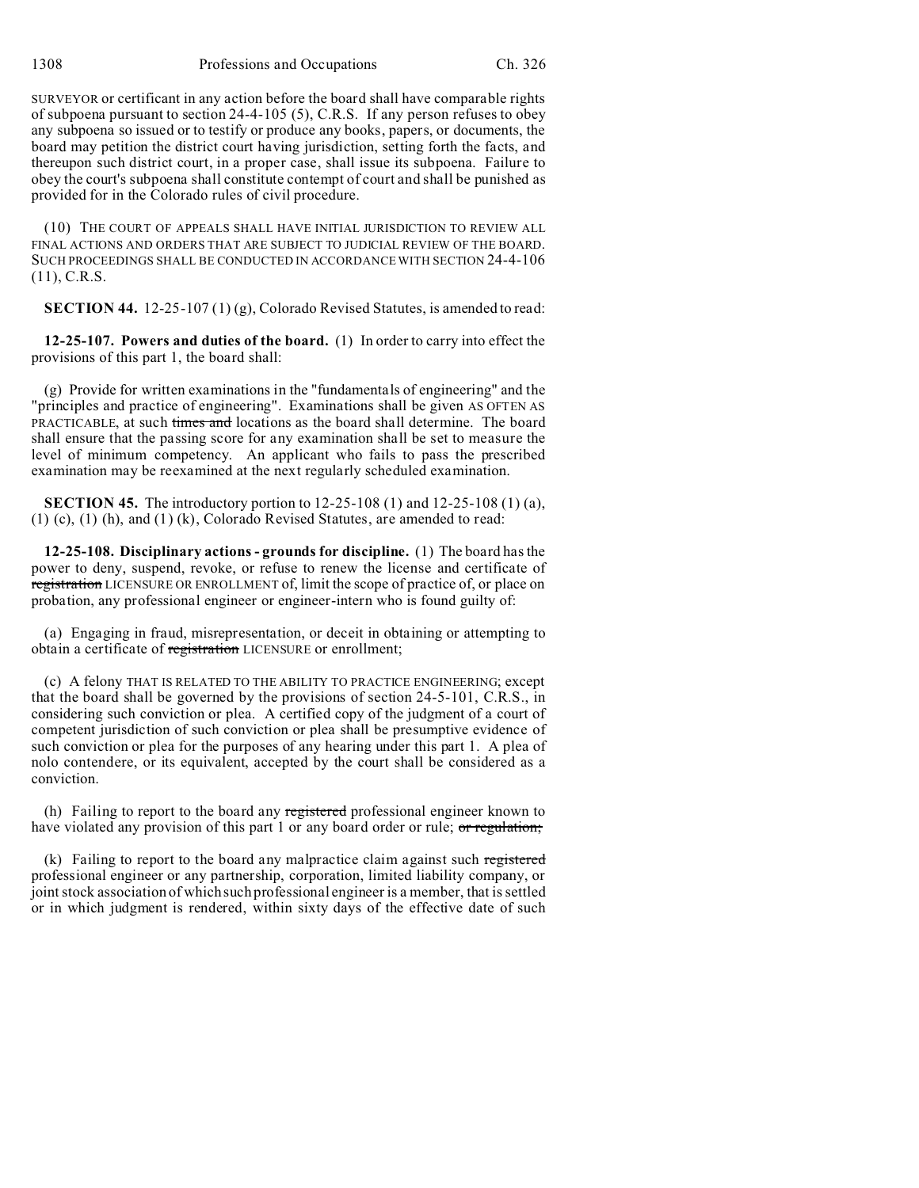SURVEYOR or certificant in any action before the board shall have comparable rights of subpoena pursuant to section 24-4-105 (5), C.R.S. If any person refuses to obey any subpoena so issued or to testify or produce any books, papers, or documents, the board may petition the district court having jurisdiction, setting forth the facts, and thereupon such district court, in a proper case, shall issue its subpoena. Failure to obey the court's subpoena shall constitute contempt of court and shall be punished as provided for in the Colorado rules of civil procedure.

(10) THE COURT OF APPEALS SHALL HAVE INITIAL JURISDICTION TO REVIEW ALL FINAL ACTIONS AND ORDERS THAT ARE SUBJECT TO JUDICIAL REVIEW OF THE BOARD. SUCH PROCEEDINGS SHALL BE CONDUCTED IN ACCORDANCE WITH SECTION 24-4-106 (11), C.R.S.

**SECTION 44.** 12-25-107 (1) (g), Colorado Revised Statutes, is amended to read:

**12-25-107. Powers and duties of the board.** (1) In order to carry into effect the provisions of this part 1, the board shall:

(g) Provide for written examinations in the "fundamentals of engineering" and the "principles and practice of engineering". Examinations shall be given AS OFTEN AS PRACTICABLE, at such ~~times and~~ locations as the board shall determine. The board shall ensure that the passing score for any examination shall be set to measure the level of minimum competency. An applicant who fails to pass the prescribed examination may be reexamined at the next regularly scheduled examination.

**SECTION 45.** The introductory portion to 12-25-108 (1) and 12-25-108 (1) (a), (1) (c), (1) (h), and (1) (k), Colorado Revised Statutes, are amended to read:

**12-25-108. Disciplinary actions - grounds for discipline.** (1) The board has the power to deny, suspend, revoke, or refuse to renew the license and certificate of ~~registration~~ LICENSURE OR ENROLLMENT of, limit the scope of practice of, or place on probation, any professional engineer or engineer-intern who is found guilty of:

(a) Engaging in fraud, misrepresentation, or deceit in obtaining or attempting to obtain a certificate of ~~registration~~ LICENSURE or enrollment;

(c) A felony THAT IS RELATED TO THE ABILITY TO PRACTICE ENGINEERING; except that the board shall be governed by the provisions of section 24-5-101, C.R.S., in considering such conviction or plea. A certified copy of the judgment of a court of competent jurisdiction of such conviction or plea shall be presumptive evidence of such conviction or plea for the purposes of any hearing under this part 1. A plea of nolo contendere, or its equivalent, accepted by the court shall be considered as a conviction.

(h) Failing to report to the board any ~~registered~~ professional engineer known to have violated any provision of this part 1 or any board order or rule; ~~or regulation;~~

(k) Failing to report to the board any malpractice claim against such ~~registered~~ professional engineer or any partnership, corporation, limited liability company, or joint stock association of which such professional engineer is a member, that is settled or in which judgment is rendered, within sixty days of the effective date of such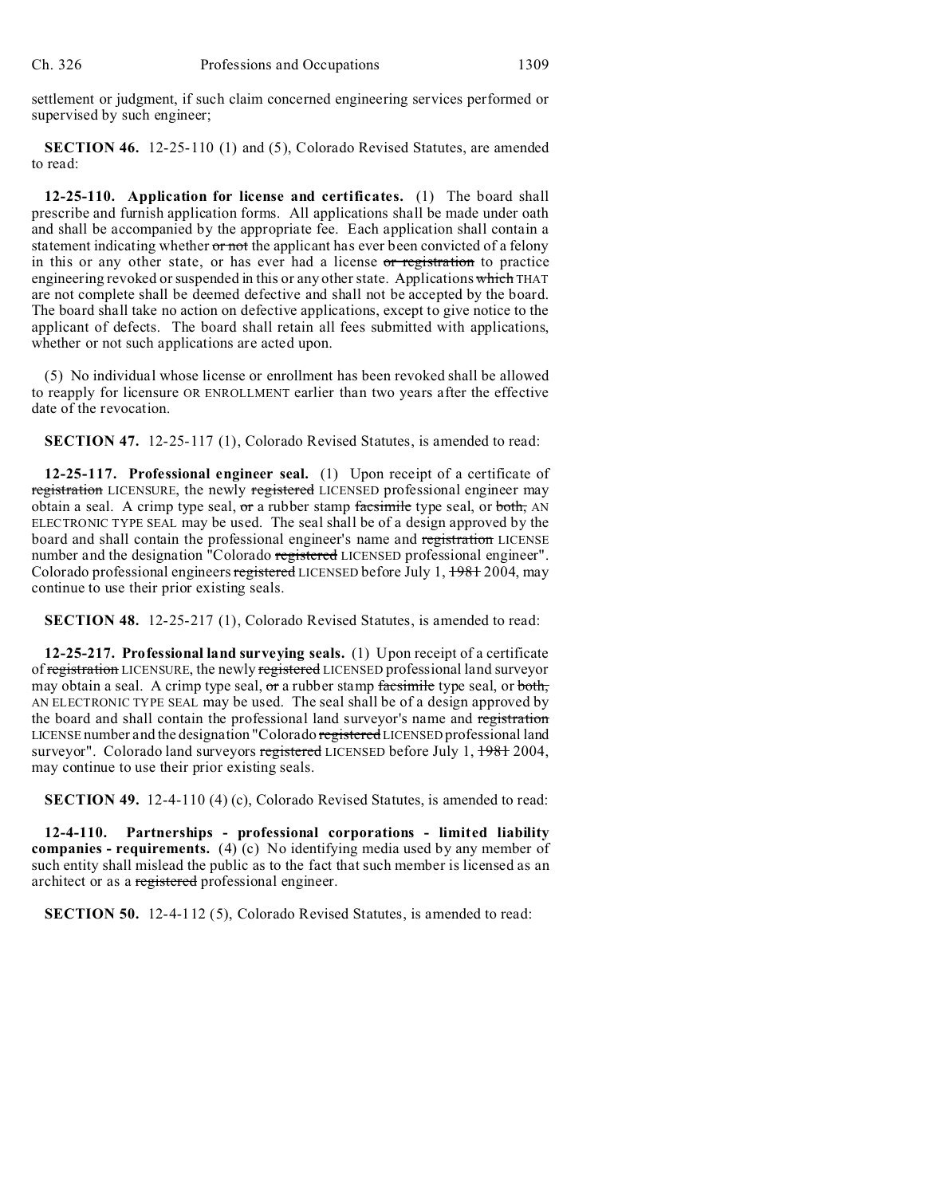settlement or judgment, if such claim concerned engineering services performed or supervised by such engineer;

**SECTION 46.** 12-25-110 (1) and (5), Colorado Revised Statutes, are amended to read:

**12-25-110. Application for license and certificates.** (1) The board shall prescribe and furnish application forms. All applications shall be made under oath and shall be accompanied by the appropriate fee. Each application shall contain a statement indicating whether ~~or not~~ the applicant has ever been convicted of a felony in this or any other state, or has ever had a license ~~or registration~~ to practice engineering revoked or suspended in this or any other state. Applications ~~which~~ THAT are not complete shall be deemed defective and shall not be accepted by the board. The board shall take no action on defective applications, except to give notice to the applicant of defects. The board shall retain all fees submitted with applications, whether or not such applications are acted upon.

(5) No individual whose license or enrollment has been revoked shall be allowed to reapply for licensure OR ENROLLMENT earlier than two years after the effective date of the revocation.

**SECTION 47.** 12-25-117 (1), Colorado Revised Statutes, is amended to read:

**12-25-117. Professional engineer seal.** (1) Upon receipt of a certificate of ~~registration~~ LICENSURE, the newly ~~registered~~ LICENSED professional engineer may obtain a seal. A crimp type seal, ~~or~~ a rubber stamp ~~facsimile~~ type seal, or ~~both,~~ AN ELECTRONIC TYPE SEAL may be used. The seal shall be of a design approved by the board and shall contain the professional engineer's name and ~~registration~~ LICENSE number and the designation "Colorado ~~registered~~ LICENSED professional engineer". Colorado professional engineers ~~registered~~ LICENSED before July 1, ~~1981~~ 2004, may continue to use their prior existing seals.

**SECTION 48.** 12-25-217 (1), Colorado Revised Statutes, is amended to read:

**12-25-217. Professional land surveying seals.** (1) Upon receipt of a certificate of ~~registration~~ LICENSURE, the newly ~~registered~~ LICENSED professional land surveyor may obtain a seal. A crimp type seal, ~~or~~ a rubber stamp ~~facsimile~~ type seal, or ~~both,~~ AN ELECTRONIC TYPE SEAL may be used. The seal shall be of a design approved by the board and shall contain the professional land surveyor's name and ~~registration~~ LICENSE number and the designation "Colorado ~~registered~~ LICENSED professional land surveyor". Colorado land surveyors ~~registered~~ LICENSED before July 1, ~~1981~~ 2004, may continue to use their prior existing seals.

**SECTION 49.** 12-4-110 (4) (c), Colorado Revised Statutes, is amended to read:

**12-4-110. Partnerships - professional corporations - limited liability companies - requirements.** (4) (c) No identifying media used by any member of such entity shall mislead the public as to the fact that such member is licensed as an architect or as a ~~registered~~ professional engineer.

**SECTION 50.** 12-4-112 (5), Colorado Revised Statutes, is amended to read: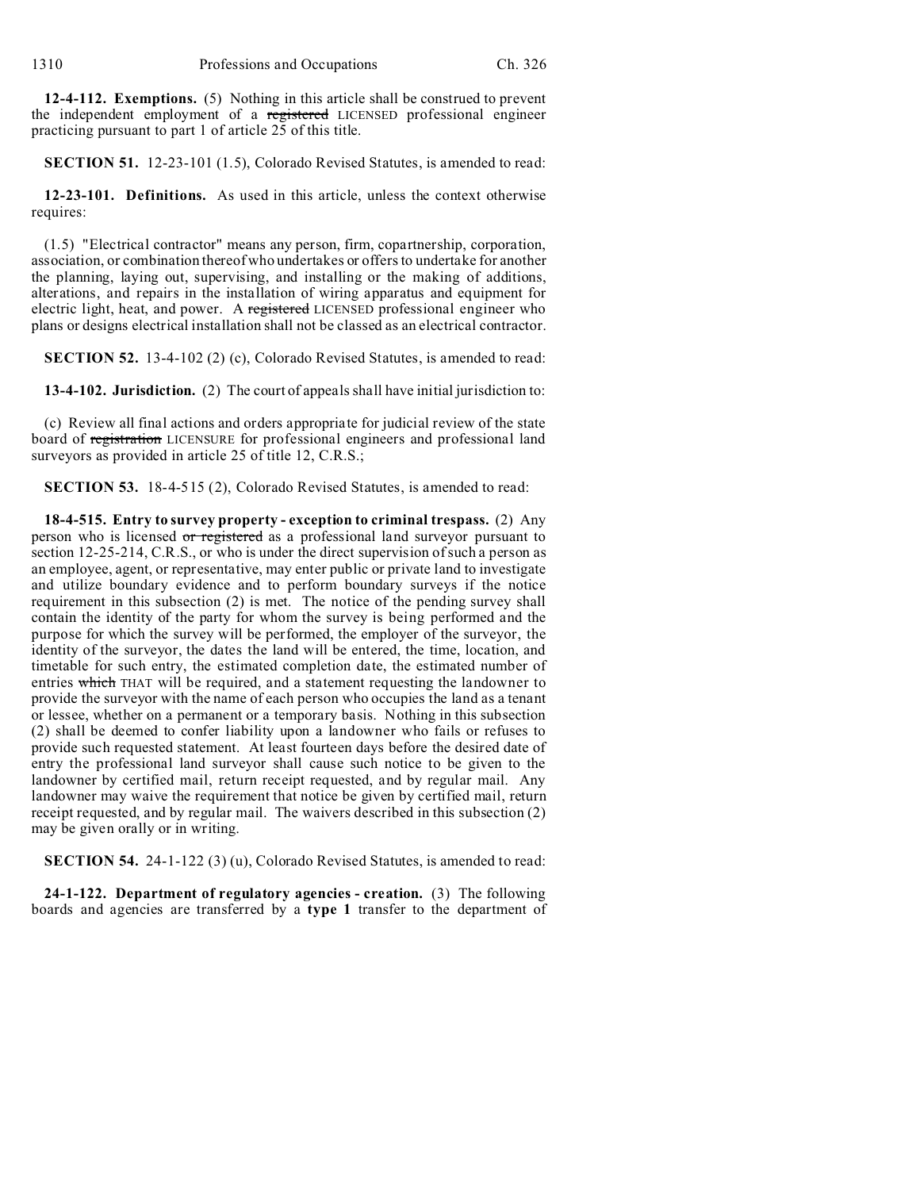**12-4-112. Exemptions.** (5) Nothing in this article shall be construed to prevent the independent employment of a ~~registered~~ LICENSED professional engineer practicing pursuant to part 1 of article 25 of this title.

**SECTION 51.** 12-23-101 (1.5), Colorado Revised Statutes, is amended to read:

**12-23-101. Definitions.** As used in this article, unless the context otherwise requires:

(1.5) "Electrical contractor" means any person, firm, copartnership, corporation, association, or combination thereof who undertakes or offers to undertake for another the planning, laying out, supervising, and installing or the making of additions, alterations, and repairs in the installation of wiring apparatus and equipment for electric light, heat, and power. A ~~registered~~ LICENSED professional engineer who plans or designs electrical installation shall not be classed as an electrical contractor.

**SECTION 52.** 13-4-102 (2) (c), Colorado Revised Statutes, is amended to read:

**13-4-102. Jurisdiction.** (2) The court of appeals shall have initial jurisdiction to:

(c) Review all final actions and orders appropriate for judicial review of the state board of ~~registration~~ LICENSURE for professional engineers and professional land surveyors as provided in article 25 of title 12, C.R.S.;

**SECTION 53.** 18-4-515 (2), Colorado Revised Statutes, is amended to read:

**18-4-515. Entry to survey property - exception to criminal trespass.** (2) Any person who is licensed ~~or registered~~ as a professional land surveyor pursuant to section 12-25-214, C.R.S., or who is under the direct supervision of such a person as an employee, agent, or representative, may enter public or private land to investigate and utilize boundary evidence and to perform boundary surveys if the notice requirement in this subsection (2) is met. The notice of the pending survey shall contain the identity of the party for whom the survey is being performed and the purpose for which the survey will be performed, the employer of the surveyor, the identity of the surveyor, the dates the land will be entered, the time, location, and timetable for such entry, the estimated completion date, the estimated number of entries ~~which~~ THAT will be required, and a statement requesting the landowner to provide the surveyor with the name of each person who occupies the land as a tenant or lessee, whether on a permanent or a temporary basis. Nothing in this subsection (2) shall be deemed to confer liability upon a landowner who fails or refuses to provide such requested statement. At least fourteen days before the desired date of entry the professional land surveyor shall cause such notice to be given to the landowner by certified mail, return receipt requested, and by regular mail. Any landowner may waive the requirement that notice be given by certified mail, return receipt requested, and by regular mail. The waivers described in this subsection (2) may be given orally or in writing.

**SECTION 54.** 24-1-122 (3) (u), Colorado Revised Statutes, is amended to read:

**24-1-122. Department of regulatory agencies - creation.** (3) The following boards and agencies are transferred by a **type 1** transfer to the department of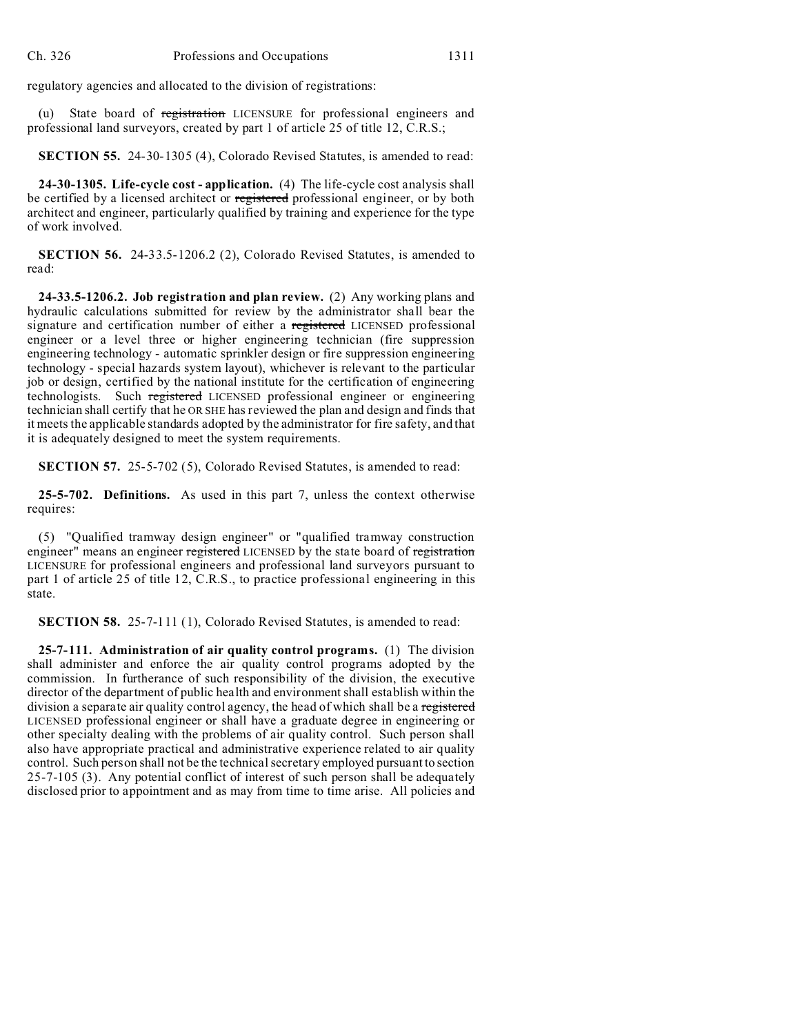regulatory agencies and allocated to the division of registrations:

(u) State board of ~~registration~~ LICENSURE for professional engineers and professional land surveyors, created by part 1 of article 25 of title 12, C.R.S.;

**SECTION 55.** 24-30-1305 (4), Colorado Revised Statutes, is amended to read:

**24-30-1305. Life-cycle cost - application.** (4) The life-cycle cost analysis shall be certified by a licensed architect or ~~registered~~ professional engineer, or by both architect and engineer, particularly qualified by training and experience for the type of work involved.

**SECTION 56.** 24-33.5-1206.2 (2), Colorado Revised Statutes, is amended to read:

**24-33.5-1206.2. Job registration and plan review.** (2) Any working plans and hydraulic calculations submitted for review by the administrator shall bear the signature and certification number of either a ~~registered~~ LICENSED professional engineer or a level three or higher engineering technician (fire suppression engineering technology - automatic sprinkler design or fire suppression engineering technology - special hazards system layout), whichever is relevant to the particular job or design, certified by the national institute for the certification of engineering technologists. Such ~~registered~~ LICENSED professional engineer or engineering technician shall certify that he OR SHE has reviewed the plan and design and finds that it meets the applicable standards adopted by the administrator for fire safety, and that it is adequately designed to meet the system requirements.

**SECTION 57.** 25-5-702 (5), Colorado Revised Statutes, is amended to read:

**25-5-702. Definitions.** As used in this part 7, unless the context otherwise requires:

(5) "Qualified tramway design engineer" or "qualified tramway construction engineer" means an engineer ~~registered~~ LICENSED by the state board of ~~registration~~ LICENSURE for professional engineers and professional land surveyors pursuant to part 1 of article 25 of title 12, C.R.S., to practice professional engineering in this state.

**SECTION 58.** 25-7-111 (1), Colorado Revised Statutes, is amended to read:

**25-7-111. Administration of air quality control programs.** (1) The division shall administer and enforce the air quality control programs adopted by the commission. In furtherance of such responsibility of the division, the executive director of the department of public health and environment shall establish within the division a separate air quality control agency, the head of which shall be a ~~registered~~ LICENSED professional engineer or shall have a graduate degree in engineering or other specialty dealing with the problems of air quality control. Such person shall also have appropriate practical and administrative experience related to air quality control. Such person shall not be the technical secretary employed pursuant to section 25-7-105 (3). Any potential conflict of interest of such person shall be adequately disclosed prior to appointment and as may from time to time arise. All policies and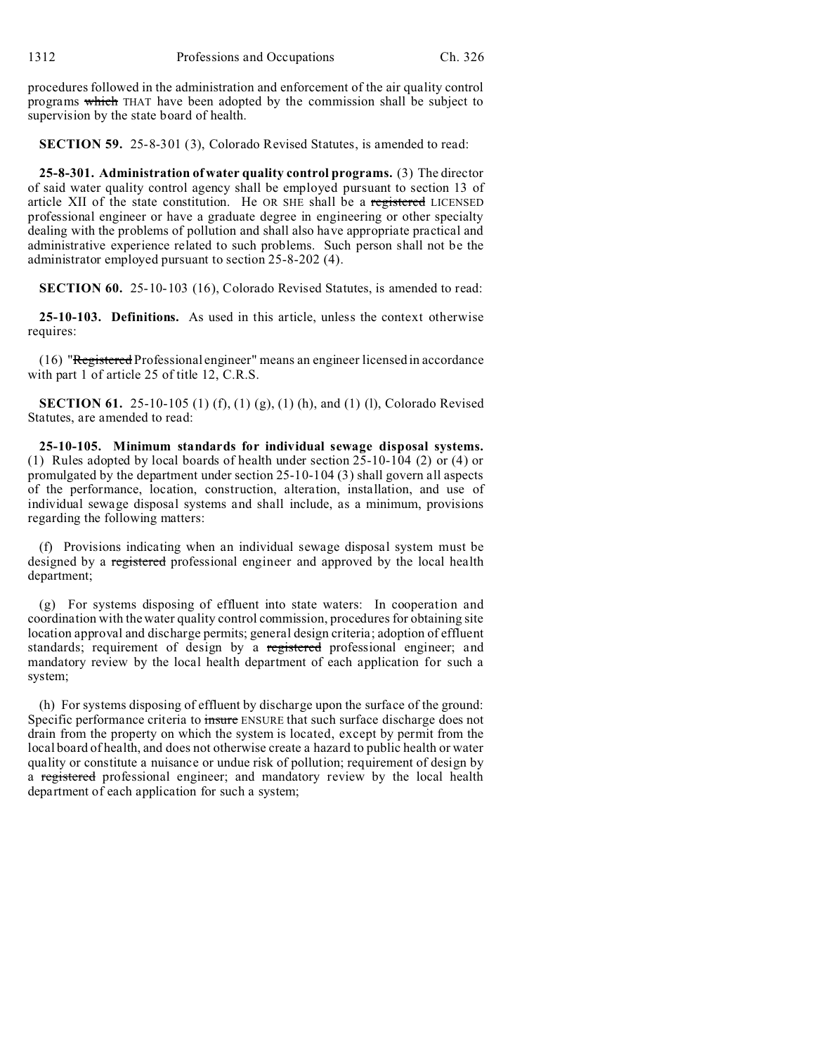procedures followed in the administration and enforcement of the air quality control programs ~~which~~ THAT have been adopted by the commission shall be subject to supervision by the state board of health.

**SECTION 59.** 25-8-301 (3), Colorado Revised Statutes, is amended to read:

**25-8-301. Administration of water quality control programs.** (3) The director of said water quality control agency shall be employed pursuant to section 13 of article XII of the state constitution. He OR SHE shall be a ~~registered~~ LICENSED professional engineer or have a graduate degree in engineering or other specialty dealing with the problems of pollution and shall also have appropriate practical and administrative experience related to such problems. Such person shall not be the administrator employed pursuant to section 25-8-202 (4).

**SECTION 60.** 25-10-103 (16), Colorado Revised Statutes, is amended to read:

**25-10-103. Definitions.** As used in this article, unless the context otherwise requires:

(16) "~~Registered~~ Professional engineer" means an engineer licensed in accordance with part 1 of article 25 of title 12, C.R.S.

**SECTION 61.** 25-10-105 (1) (f), (1) (g), (1) (h), and (1) (l), Colorado Revised Statutes, are amended to read:

**25-10-105. Minimum standards for individual sewage disposal systems.** (1) Rules adopted by local boards of health under section 25-10-104 (2) or (4) or promulgated by the department under section 25-10-104 (3) shall govern all aspects of the performance, location, construction, alteration, installation, and use of individual sewage disposal systems and shall include, as a minimum, provisions regarding the following matters:

(f) Provisions indicating when an individual sewage disposal system must be designed by a ~~registered~~ professional engineer and approved by the local health department;

(g) For systems disposing of effluent into state waters: In cooperation and coordination with the water quality control commission, procedures for obtaining site location approval and discharge permits; general design criteria; adoption of effluent standards; requirement of design by a ~~registered~~ professional engineer; and mandatory review by the local health department of each application for such a system;

(h) For systems disposing of effluent by discharge upon the surface of the ground: Specific performance criteria to ~~insure~~ ENSURE that such surface discharge does not drain from the property on which the system is located, except by permit from the local board of health, and does not otherwise create a hazard to public health or water quality or constitute a nuisance or undue risk of pollution; requirement of design by a ~~registered~~ professional engineer; and mandatory review by the local health department of each application for such a system;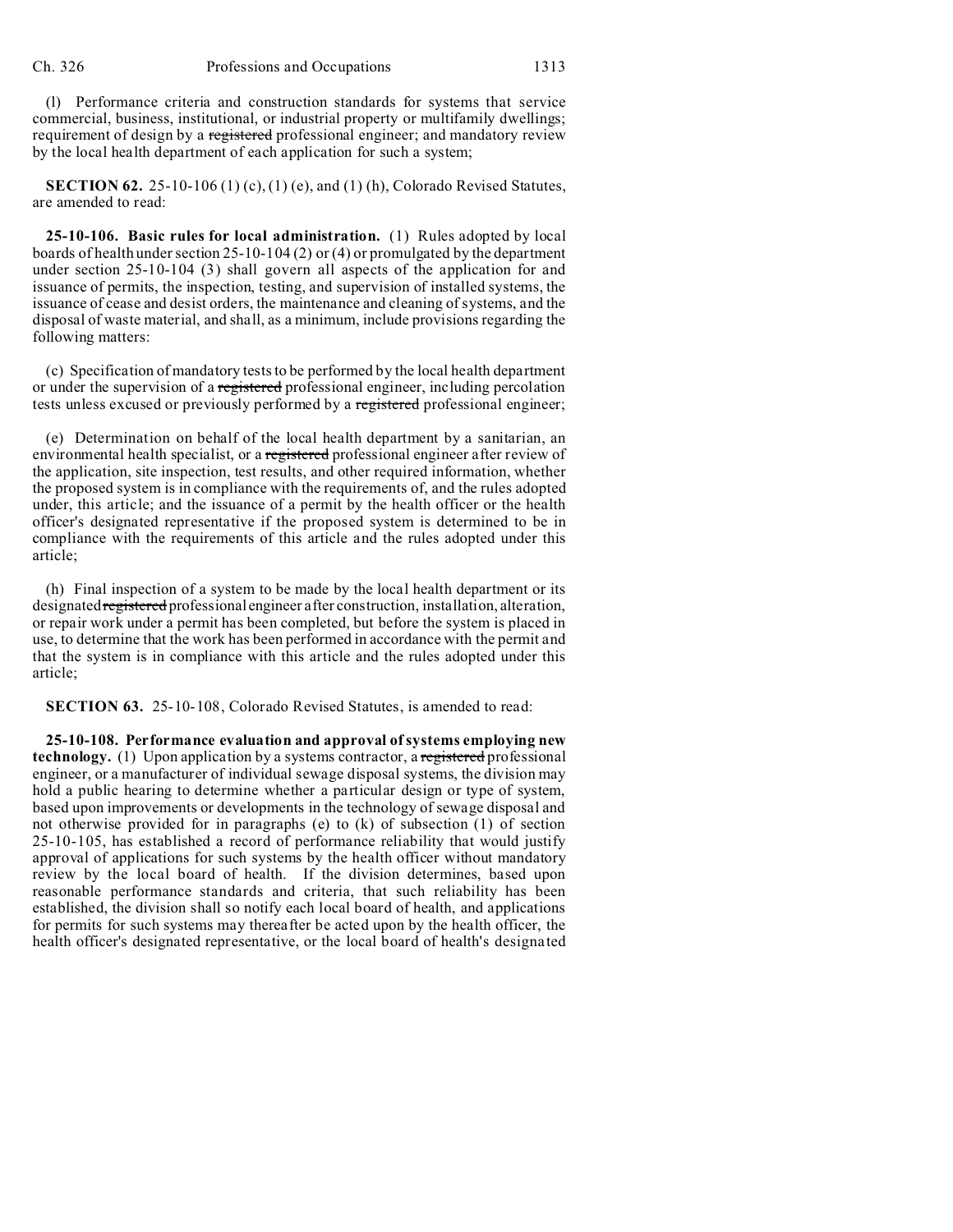(l) Performance criteria and construction standards for systems that service commercial, business, institutional, or industrial property or multifamily dwellings; requirement of design by a ~~registered~~ professional engineer; and mandatory review by the local health department of each application for such a system;

**SECTION 62.** 25-10-106 (1) (c), (1) (e), and (1) (h), Colorado Revised Statutes, are amended to read:

**25-10-106. Basic rules for local administration.** (1) Rules adopted by local boards of health under section 25-10-104 (2) or (4) or promulgated by the department under section 25-10-104 (3) shall govern all aspects of the application for and issuance of permits, the inspection, testing, and supervision of installed systems, the issuance of cease and desist orders, the maintenance and cleaning of systems, and the disposal of waste material, and shall, as a minimum, include provisions regarding the following matters:

(c) Specification of mandatory tests to be performed by the local health department or under the supervision of a ~~registered~~ professional engineer, including percolation tests unless excused or previously performed by a ~~registered~~ professional engineer;

(e) Determination on behalf of the local health department by a sanitarian, an environmental health specialist, or a ~~registered~~ professional engineer after review of the application, site inspection, test results, and other required information, whether the proposed system is in compliance with the requirements of, and the rules adopted under, this article; and the issuance of a permit by the health officer or the health officer's designated representative if the proposed system is determined to be in compliance with the requirements of this article and the rules adopted under this article;

(h) Final inspection of a system to be made by the local health department or its designated ~~registered~~ professional engineer after construction, installation, alteration, or repair work under a permit has been completed, but before the system is placed in use, to determine that the work has been performed in accordance with the permit and that the system is in compliance with this article and the rules adopted under this article;

**SECTION 63.** 25-10-108, Colorado Revised Statutes, is amended to read:

**25-10-108. Performance evaluation and approval of systems employing new technology.** (1) Upon application by a systems contractor, a ~~registered~~ professional engineer, or a manufacturer of individual sewage disposal systems, the division may hold a public hearing to determine whether a particular design or type of system, based upon improvements or developments in the technology of sewage disposal and not otherwise provided for in paragraphs (e) to (k) of subsection (1) of section 25-10-105, has established a record of performance reliability that would justify approval of applications for such systems by the health officer without mandatory review by the local board of health. If the division determines, based upon reasonable performance standards and criteria, that such reliability has been established, the division shall so notify each local board of health, and applications for permits for such systems may thereafter be acted upon by the health officer, the health officer's designated representative, or the local board of health's designated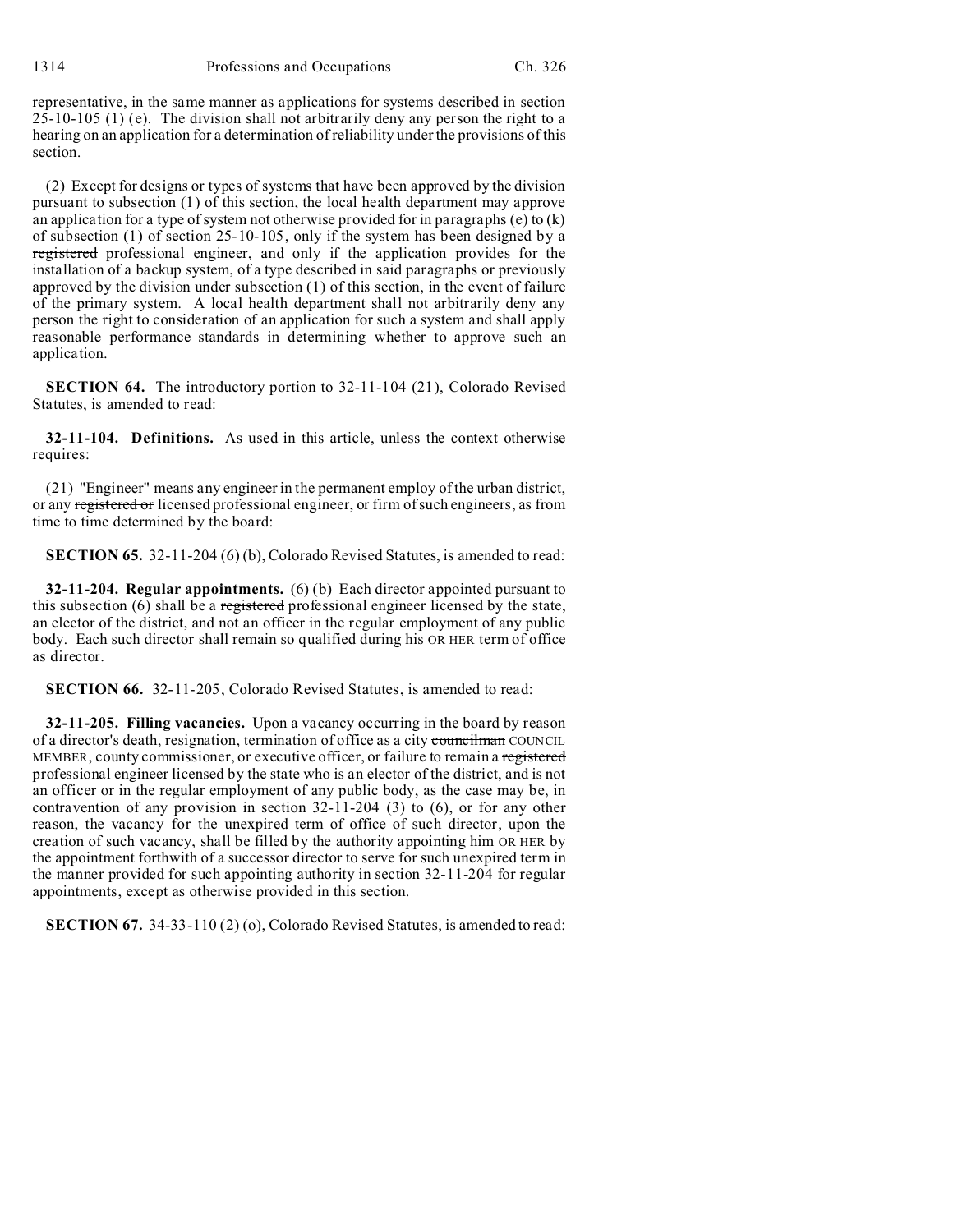representative, in the same manner as applications for systems described in section 25-10-105 (1) (e). The division shall not arbitrarily deny any person the right to a hearing on an application for a determination of reliability under the provisions of this section.

(2) Except for designs or types of systems that have been approved by the division pursuant to subsection (1) of this section, the local health department may approve an application for a type of system not otherwise provided for in paragraphs (e) to (k) of subsection (1) of section 25-10-105, only if the system has been designed by a ~~registered~~ professional engineer, and only if the application provides for the installation of a backup system, of a type described in said paragraphs or previously approved by the division under subsection (1) of this section, in the event of failure of the primary system. A local health department shall not arbitrarily deny any person the right to consideration of an application for such a system and shall apply reasonable performance standards in determining whether to approve such an application.

**SECTION 64.** The introductory portion to 32-11-104 (21), Colorado Revised Statutes, is amended to read:

**32-11-104. Definitions.** As used in this article, unless the context otherwise requires:

(21) "Engineer" means any engineer in the permanent employ of the urban district, or any ~~registered or~~ licensed professional engineer, or firm of such engineers, as from time to time determined by the board:

**SECTION 65.** 32-11-204 (6) (b), Colorado Revised Statutes, is amended to read:

**32-11-204. Regular appointments.** (6) (b) Each director appointed pursuant to this subsection (6) shall be a ~~registered~~ professional engineer licensed by the state, an elector of the district, and not an officer in the regular employment of any public body. Each such director shall remain so qualified during his OR HER term of office as director.

**SECTION 66.** 32-11-205, Colorado Revised Statutes, is amended to read:

**32-11-205. Filling vacancies.** Upon a vacancy occurring in the board by reason of a director's death, resignation, termination of office as a city ~~councilman~~ COUNCIL MEMBER, county commissioner, or executive officer, or failure to remain a ~~registered~~ professional engineer licensed by the state who is an elector of the district, and is not an officer or in the regular employment of any public body, as the case may be, in contravention of any provision in section 32-11-204 (3) to (6), or for any other reason, the vacancy for the unexpired term of office of such director, upon the creation of such vacancy, shall be filled by the authority appointing him OR HER by the appointment forthwith of a successor director to serve for such unexpired term in the manner provided for such appointing authority in section 32-11-204 for regular appointments, except as otherwise provided in this section.

**SECTION 67.** 34-33-110 (2) (o), Colorado Revised Statutes, is amended to read: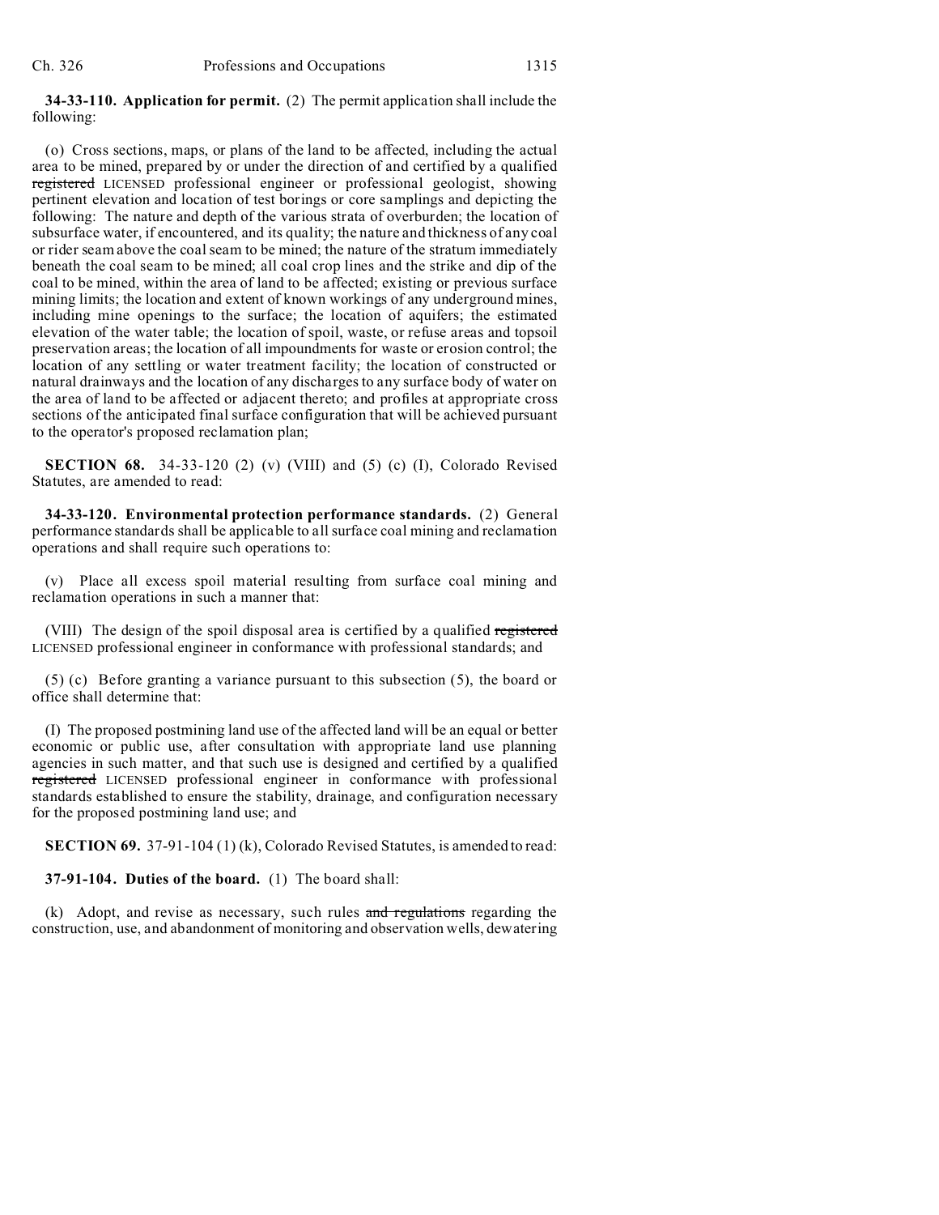**34-33-110. Application for permit.** (2) The permit application shall include the following:

(o) Cross sections, maps, or plans of the land to be affected, including the actual area to be mined, prepared by or under the direction of and certified by a qualified ~~registered~~ LICENSED professional engineer or professional geologist, showing pertinent elevation and location of test borings or core samplings and depicting the following: The nature and depth of the various strata of overburden; the location of subsurface water, if encountered, and its quality; the nature and thickness of any coal or rider seam above the coal seam to be mined; the nature of the stratum immediately beneath the coal seam to be mined; all coal crop lines and the strike and dip of the coal to be mined, within the area of land to be affected; existing or previous surface mining limits; the location and extent of known workings of any underground mines, including mine openings to the surface; the location of aquifers; the estimated elevation of the water table; the location of spoil, waste, or refuse areas and topsoil preservation areas; the location of all impoundments for waste or erosion control; the location of any settling or water treatment facility; the location of constructed or natural drainways and the location of any discharges to any surface body of water on the area of land to be affected or adjacent thereto; and profiles at appropriate cross sections of the anticipated final surface configuration that will be achieved pursuant to the operator's proposed reclamation plan;

**SECTION 68.** 34-33-120 (2) (v) (VIII) and (5) (c) (I), Colorado Revised Statutes, are amended to read:

**34-33-120. Environmental protection performance standards.** (2) General performance standards shall be applicable to all surface coal mining and reclamation operations and shall require such operations to:

(v) Place all excess spoil material resulting from surface coal mining and reclamation operations in such a manner that:

(VIII) The design of the spoil disposal area is certified by a qualified ~~registered~~ LICENSED professional engineer in conformance with professional standards; and

(5) (c) Before granting a variance pursuant to this subsection (5), the board or office shall determine that:

(I) The proposed postmining land use of the affected land will be an equal or better economic or public use, after consultation with appropriate land use planning agencies in such matter, and that such use is designed and certified by a qualified ~~registered~~ LICENSED professional engineer in conformance with professional standards established to ensure the stability, drainage, and configuration necessary for the proposed postmining land use; and

**SECTION 69.** 37-91-104 (1) (k), Colorado Revised Statutes, is amended to read:

**37-91-104. Duties of the board.** (1) The board shall:

(k) Adopt, and revise as necessary, such rules ~~and regulations~~ regarding the construction, use, and abandonment of monitoring and observation wells, dewatering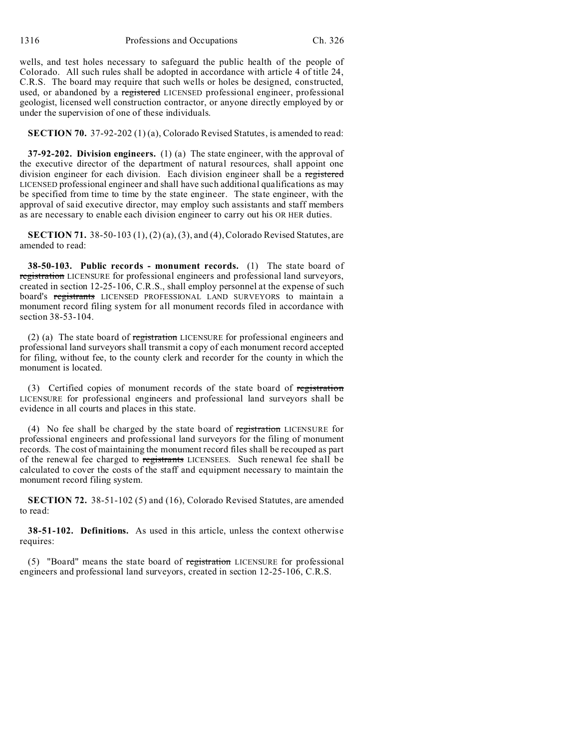wells, and test holes necessary to safeguard the public health of the people of Colorado. All such rules shall be adopted in accordance with article 4 of title 24, C.R.S. The board may require that such wells or holes be designed, constructed, used, or abandoned by a ~~registered~~ LICENSED professional engineer, professional geologist, licensed well construction contractor, or anyone directly employed by or under the supervision of one of these individuals.

**SECTION 70.** 37-92-202 (1) (a), Colorado Revised Statutes, is amended to read:

**37-92-202. Division engineers.** (1) (a) The state engineer, with the approval of the executive director of the department of natural resources, shall appoint one division engineer for each division. Each division engineer shall be a ~~registered~~ LICENSED professional engineer and shall have such additional qualifications as may be specified from time to time by the state engineer. The state engineer, with the approval of said executive director, may employ such assistants and staff members as are necessary to enable each division engineer to carry out his OR HER duties.

**SECTION 71.** 38-50-103 (1), (2) (a), (3), and (4), Colorado Revised Statutes, are amended to read:

**38-50-103. Public records - monument records.** (1) The state board of ~~registration~~ LICENSURE for professional engineers and professional land surveyors, created in section 12-25-106, C.R.S., shall employ personnel at the expense of such board's ~~registrants~~ LICENSED PROFESSIONAL LAND SURVEYORS to maintain a monument record filing system for all monument records filed in accordance with section 38-53-104.

(2) (a) The state board of ~~registration~~ LICENSURE for professional engineers and professional land surveyors shall transmit a copy of each monument record accepted for filing, without fee, to the county clerk and recorder for the county in which the monument is located.

(3) Certified copies of monument records of the state board of ~~registration~~ LICENSURE for professional engineers and professional land surveyors shall be evidence in all courts and places in this state.

(4) No fee shall be charged by the state board of ~~registration~~ LICENSURE for professional engineers and professional land surveyors for the filing of monument records. The cost of maintaining the monument record files shall be recouped as part of the renewal fee charged to ~~registrants~~ LICENSEES. Such renewal fee shall be calculated to cover the costs of the staff and equipment necessary to maintain the monument record filing system.

**SECTION 72.** 38-51-102 (5) and (16), Colorado Revised Statutes, are amended to read:

**38-51-102. Definitions.** As used in this article, unless the context otherwise requires:

(5) "Board" means the state board of ~~registration~~ LICENSURE for professional engineers and professional land surveyors, created in section 12-25-106, C.R.S.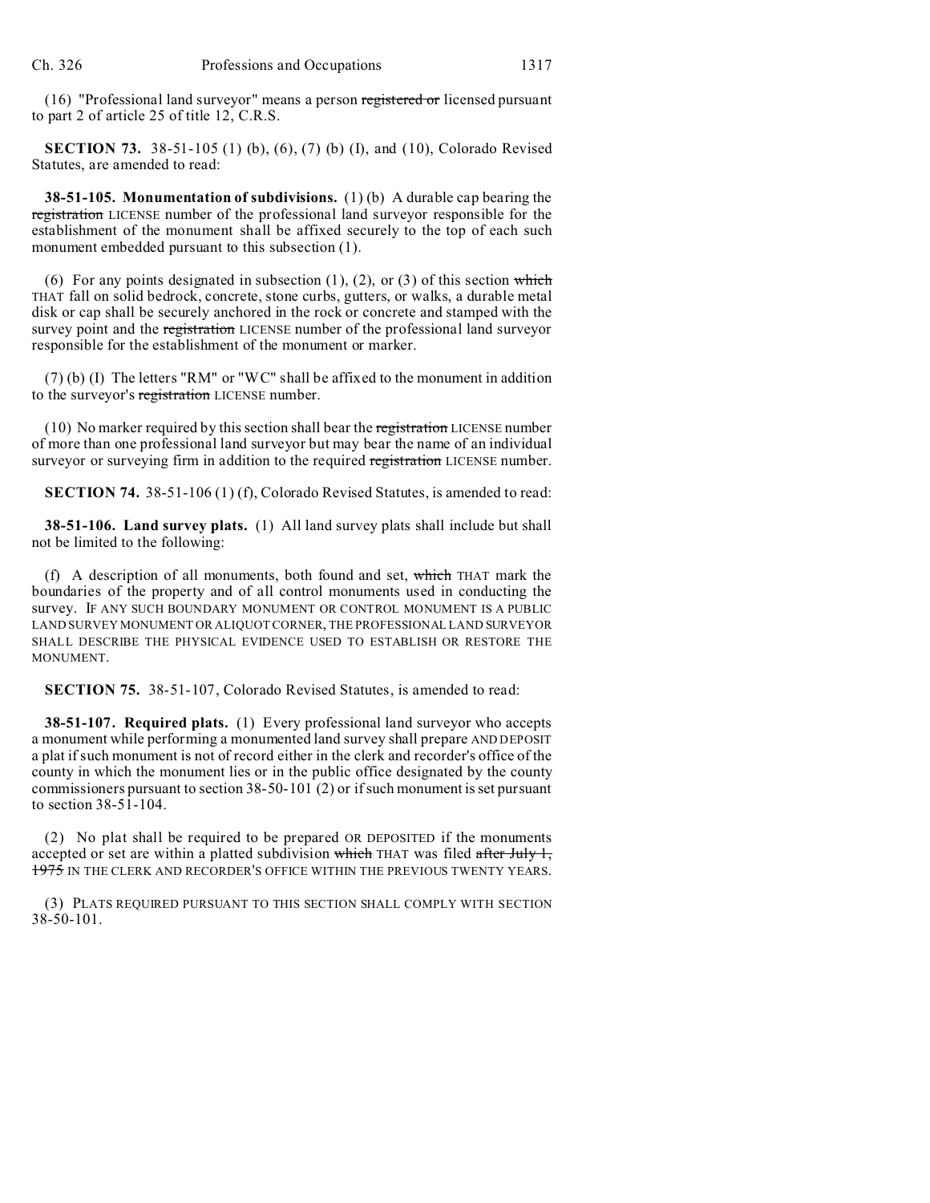(16) "Professional land surveyor" means a person ~~registered or~~ licensed pursuant to part 2 of article 25 of title 12, C.R.S.

**SECTION 73.** 38-51-105 (1) (b), (6), (7) (b) (I), and (10), Colorado Revised Statutes, are amended to read:

**38-51-105. Monumentation of subdivisions.** (1) (b) A durable cap bearing the ~~registration~~ LICENSE number of the professional land surveyor responsible for the establishment of the monument shall be affixed securely to the top of each such monument embedded pursuant to this subsection (1).

(6) For any points designated in subsection (1), (2), or (3) of this section ~~which~~ THAT fall on solid bedrock, concrete, stone curbs, gutters, or walks, a durable metal disk or cap shall be securely anchored in the rock or concrete and stamped with the survey point and the ~~registration~~ LICENSE number of the professional land surveyor responsible for the establishment of the monument or marker.

(7) (b) (I) The letters "RM" or "WC" shall be affixed to the monument in addition to the surveyor's ~~registration~~ LICENSE number.

(10) No marker required by this section shall bear the ~~registration~~ LICENSE number of more than one professional land surveyor but may bear the name of an individual surveyor or surveying firm in addition to the required ~~registration~~ LICENSE number.

**SECTION 74.** 38-51-106 (1) (f), Colorado Revised Statutes, is amended to read:

**38-51-106. Land survey plats.** (1) All land survey plats shall include but shall not be limited to the following:

(f) A description of all monuments, both found and set, ~~which~~ THAT mark the boundaries of the property and of all control monuments used in conducting the survey. IF ANY SUCH BOUNDARY MONUMENT OR CONTROL MONUMENT IS A PUBLIC LAND SURVEY MONUMENT OR ALIQUOT CORNER, THE PROFESSIONAL LAND SURVEYOR SHALL DESCRIBE THE PHYSICAL EVIDENCE USED TO ESTABLISH OR RESTORE THE MONUMENT.

**SECTION 75.** 38-51-107, Colorado Revised Statutes, is amended to read:

**38-51-107. Required plats.** (1) Every professional land surveyor who accepts a monument while performing a monumented land survey shall prepare AND DEPOSIT a plat if such monument is not of record either in the clerk and recorder's office of the county in which the monument lies or in the public office designated by the county commissioners pursuant to section 38-50-101 (2) or if such monument is set pursuant to section 38-51-104.

(2) No plat shall be required to be prepared OR DEPOSITED if the monuments accepted or set are within a platted subdivision ~~which~~ THAT was filed ~~after July 1, 1975~~ IN THE CLERK AND RECORDER'S OFFICE WITHIN THE PREVIOUS TWENTY YEARS.

(3) PLATS REQUIRED PURSUANT TO THIS SECTION SHALL COMPLY WITH SECTION 38-50-101.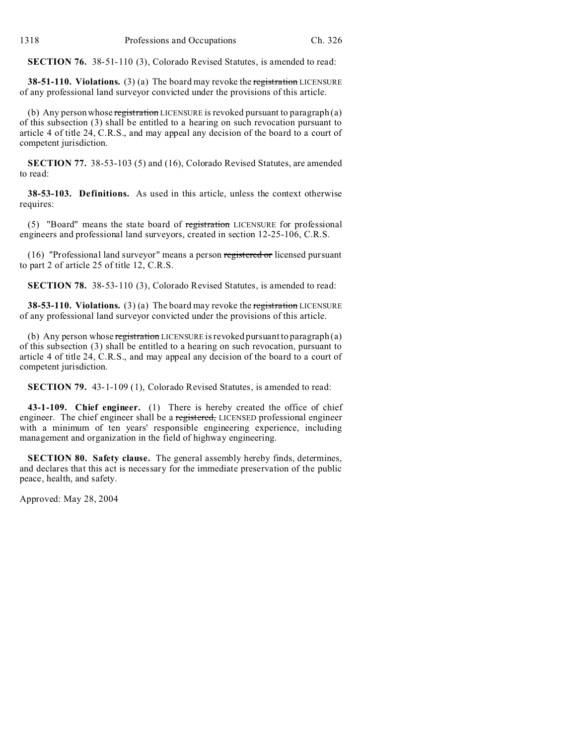**SECTION 76.** 38-51-110 (3), Colorado Revised Statutes, is amended to read:

**38-51-110. Violations.** (3) (a) The board may revoke the ~~registration~~ LICENSURE of any professional land surveyor convicted under the provisions of this article.

(b) Any person whose ~~registration~~ LICENSURE is revoked pursuant to paragraph (a) of this subsection (3) shall be entitled to a hearing on such revocation pursuant to article 4 of title 24, C.R.S., and may appeal any decision of the board to a court of competent jurisdiction.

**SECTION 77.** 38-53-103 (5) and (16), Colorado Revised Statutes, are amended to read:

**38-53-103. Definitions.** As used in this article, unless the context otherwise requires:

(5) "Board" means the state board of ~~registration~~ LICENSURE for professional engineers and professional land surveyors, created in section 12-25-106, C.R.S.

(16) "Professional land surveyor" means a person ~~registered or~~ licensed pursuant to part 2 of article 25 of title 12, C.R.S.

**SECTION 78.** 38-53-110 (3), Colorado Revised Statutes, is amended to read:

**38-53-110. Violations.** (3) (a) The board may revoke the ~~registration~~ LICENSURE of any professional land surveyor convicted under the provisions of this article.

(b) Any person whose ~~registration~~ LICENSURE is revoked pursuant to paragraph (a) of this subsection (3) shall be entitled to a hearing on such revocation, pursuant to article 4 of title 24, C.R.S., and may appeal any decision of the board to a court of competent jurisdiction.

**SECTION 79.** 43-1-109 (1), Colorado Revised Statutes, is amended to read:

**43-1-109. Chief engineer.** (1) There is hereby created the office of chief engineer. The chief engineer shall be a ~~registered,~~ LICENSED professional engineer with a minimum of ten years' responsible engineering experience, including management and organization in the field of highway engineering.

**SECTION 80. Safety clause.** The general assembly hereby finds, determines, and declares that this act is necessary for the immediate preservation of the public peace, health, and safety.

Approved: May 28, 2004